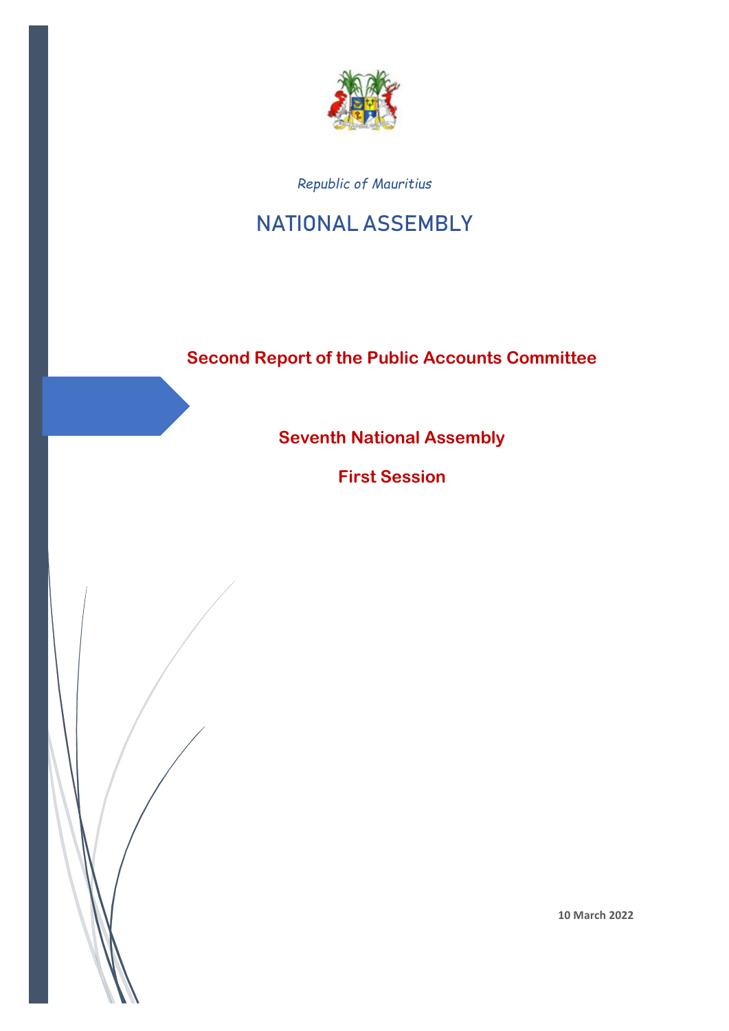*Republic of Mauritius*

# NATIONAL ASSEMBLY

## Second Report of the Public Accounts Committee

### Seventh National Assembly

### First Session

**10 March 2022**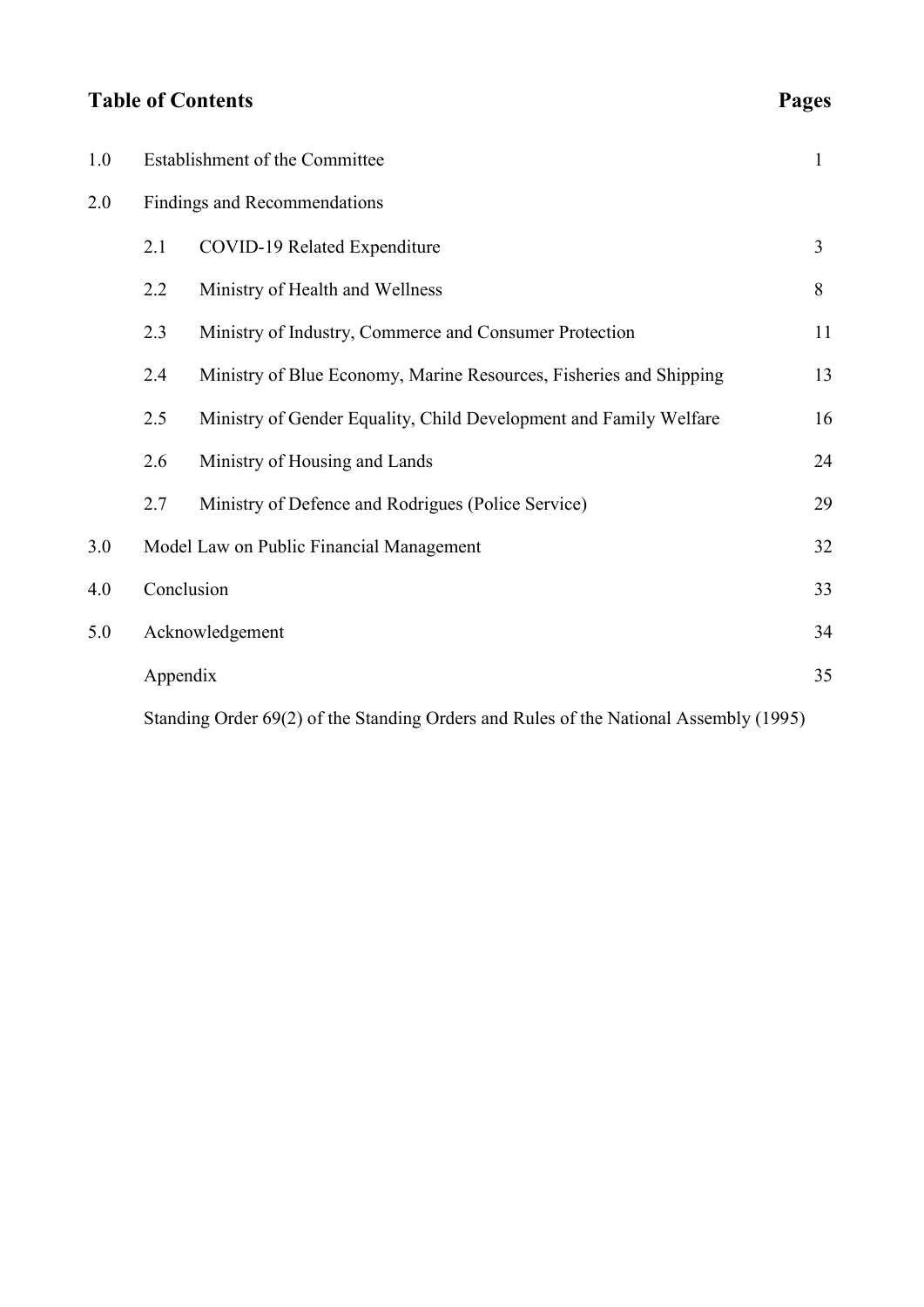## Table of Contents

| | | Pages |
|---|---|---|
| 1.0 | Establishment of the Committee | 1 |
| 2.0 | Findings and Recommendations | |
| | 2.1 COVID-19 Related Expenditure | 3 |
| | 2.2 Ministry of Health and Wellness | 8 |
| | 2.3 Ministry of Industry, Commerce and Consumer Protection | 11 |
| | 2.4 Ministry of Blue Economy, Marine Resources, Fisheries and Shipping | 13 |
| | 2.5 Ministry of Gender Equality, Child Development and Family Welfare | 16 |
| | 2.6 Ministry of Housing and Lands | 24 |
| | 2.7 Ministry of Defence and Rodrigues (Police Service) | 29 |
| 3.0 | Model Law on Public Financial Management | 32 |
| 4.0 | Conclusion | 33 |
| 5.0 | Acknowledgement | 34 |
| | Appendix | 35 |
| | Standing Order 69(2) of the Standing Orders and Rules of the National Assembly (1995) | |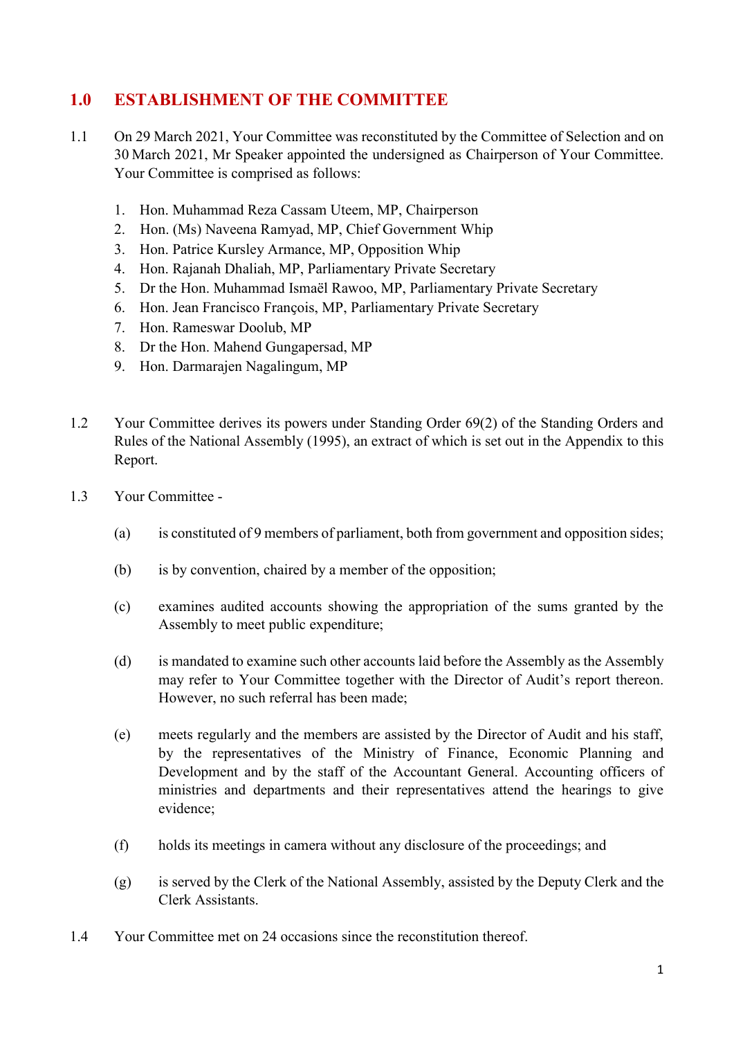## 1.0 ESTABLISHMENT OF THE COMMITTEE

1.1 On 29 March 2021, Your Committee was reconstituted by the Committee of Selection and on 30 March 2021, Mr Speaker appointed the undersigned as Chairperson of Your Committee. Your Committee is comprised as follows:

1. Hon. Muhammad Reza Cassam Uteem, MP, Chairperson
2. Hon. (Ms) Naveena Ramyad, MP, Chief Government Whip
3. Hon. Patrice Kursley Armance, MP, Opposition Whip
4. Hon. Rajanah Dhaliah, MP, Parliamentary Private Secretary
5. Dr the Hon. Muhammad Ismaël Rawoo, MP, Parliamentary Private Secretary
6. Hon. Jean Francisco François, MP, Parliamentary Private Secretary
7. Hon. Rameswar Doolub, MP
8. Dr the Hon. Mahend Gungapersad, MP
9. Hon. Darmarajen Nagalingum, MP

1.2 Your Committee derives its powers under Standing Order 69(2) of the Standing Orders and Rules of the National Assembly (1995), an extract of which is set out in the Appendix to this Report.

1.3 Your Committee -

(a) is constituted of 9 members of parliament, both from government and opposition sides;

(b) is by convention, chaired by a member of the opposition;

(c) examines audited accounts showing the appropriation of the sums granted by the Assembly to meet public expenditure;

(d) is mandated to examine such other accounts laid before the Assembly as the Assembly may refer to Your Committee together with the Director of Audit's report thereon. However, no such referral has been made;

(e) meets regularly and the members are assisted by the Director of Audit and his staff, by the representatives of the Ministry of Finance, Economic Planning and Development and by the staff of the Accountant General. Accounting officers of ministries and departments and their representatives attend the hearings to give evidence;

(f) holds its meetings in camera without any disclosure of the proceedings; and

(g) is served by the Clerk of the National Assembly, assisted by the Deputy Clerk and the Clerk Assistants.

1.4 Your Committee met on 24 occasions since the reconstitution thereof.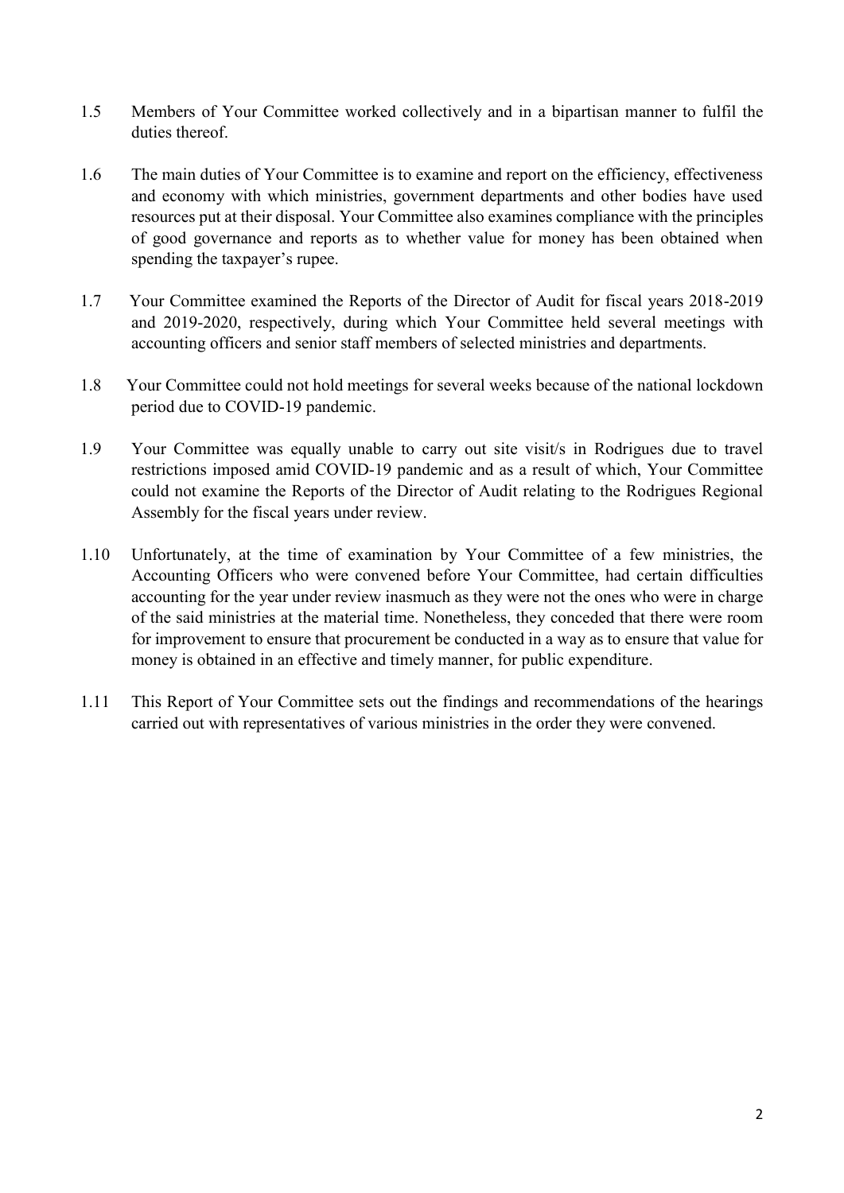1.5 Members of Your Committee worked collectively and in a bipartisan manner to fulfil the duties thereof.

1.6 The main duties of Your Committee is to examine and report on the efficiency, effectiveness and economy with which ministries, government departments and other bodies have used resources put at their disposal. Your Committee also examines compliance with the principles of good governance and reports as to whether value for money has been obtained when spending the taxpayer's rupee.

1.7 Your Committee examined the Reports of the Director of Audit for fiscal years 2018-2019 and 2019-2020, respectively, during which Your Committee held several meetings with accounting officers and senior staff members of selected ministries and departments.

1.8 Your Committee could not hold meetings for several weeks because of the national lockdown period due to COVID-19 pandemic.

1.9 Your Committee was equally unable to carry out site visit/s in Rodrigues due to travel restrictions imposed amid COVID-19 pandemic and as a result of which, Your Committee could not examine the Reports of the Director of Audit relating to the Rodrigues Regional Assembly for the fiscal years under review.

1.10 Unfortunately, at the time of examination by Your Committee of a few ministries, the Accounting Officers who were convened before Your Committee, had certain difficulties accounting for the year under review inasmuch as they were not the ones who were in charge of the said ministries at the material time. Nonetheless, they conceded that there were room for improvement to ensure that procurement be conducted in a way as to ensure that value for money is obtained in an effective and timely manner, for public expenditure.

1.11 This Report of Your Committee sets out the findings and recommendations of the hearings carried out with representatives of various ministries in the order they were convened.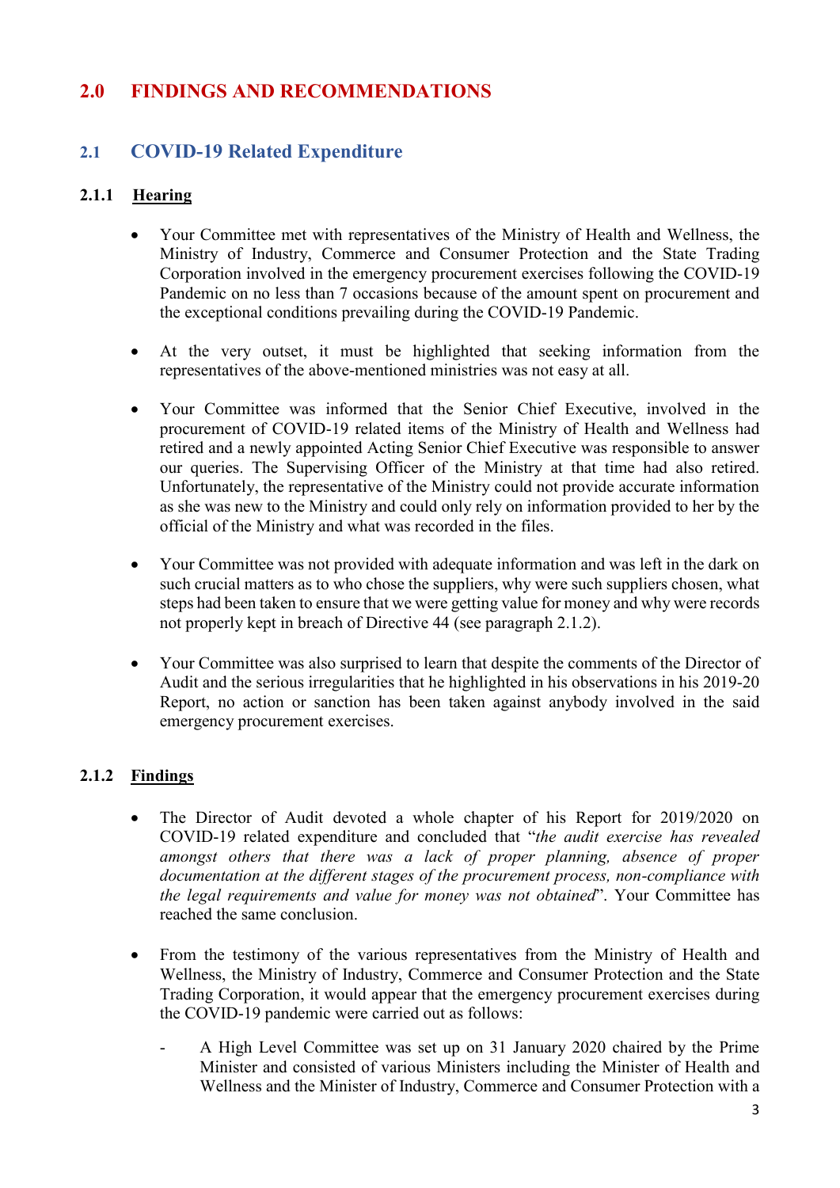## 2.0 FINDINGS AND RECOMMENDATIONS

### 2.1 COVID-19 Related Expenditure

#### 2.1.1 Hearing

- Your Committee met with representatives of the Ministry of Health and Wellness, the Ministry of Industry, Commerce and Consumer Protection and the State Trading Corporation involved in the emergency procurement exercises following the COVID-19 Pandemic on no less than 7 occasions because of the amount spent on procurement and the exceptional conditions prevailing during the COVID-19 Pandemic.

- At the very outset, it must be highlighted that seeking information from the representatives of the above-mentioned ministries was not easy at all.

- Your Committee was informed that the Senior Chief Executive, involved in the procurement of COVID-19 related items of the Ministry of Health and Wellness had retired and a newly appointed Acting Senior Chief Executive was responsible to answer our queries. The Supervising Officer of the Ministry at that time had also retired. Unfortunately, the representative of the Ministry could not provide accurate information as she was new to the Ministry and could only rely on information provided to her by the official of the Ministry and what was recorded in the files.

- Your Committee was not provided with adequate information and was left in the dark on such crucial matters as to who chose the suppliers, why were such suppliers chosen, what steps had been taken to ensure that we were getting value for money and why were records not properly kept in breach of Directive 44 (see paragraph 2.1.2).

- Your Committee was also surprised to learn that despite the comments of the Director of Audit and the serious irregularities that he highlighted in his observations in his 2019-20 Report, no action or sanction has been taken against anybody involved in the said emergency procurement exercises.

#### 2.1.2 Findings

- The Director of Audit devoted a whole chapter of his Report for 2019/2020 on COVID-19 related expenditure and concluded that "*the audit exercise has revealed amongst others that there was a lack of proper planning, absence of proper documentation at the different stages of the procurement process, non-compliance with the legal requirements and value for money was not obtained*". Your Committee has reached the same conclusion.

- From the testimony of the various representatives from the Ministry of Health and Wellness, the Ministry of Industry, Commerce and Consumer Protection and the State Trading Corporation, it would appear that the emergency procurement exercises during the COVID-19 pandemic were carried out as follows:

    - A High Level Committee was set up on 31 January 2020 chaired by the Prime Minister and consisted of various Ministers including the Minister of Health and Wellness and the Minister of Industry, Commerce and Consumer Protection with a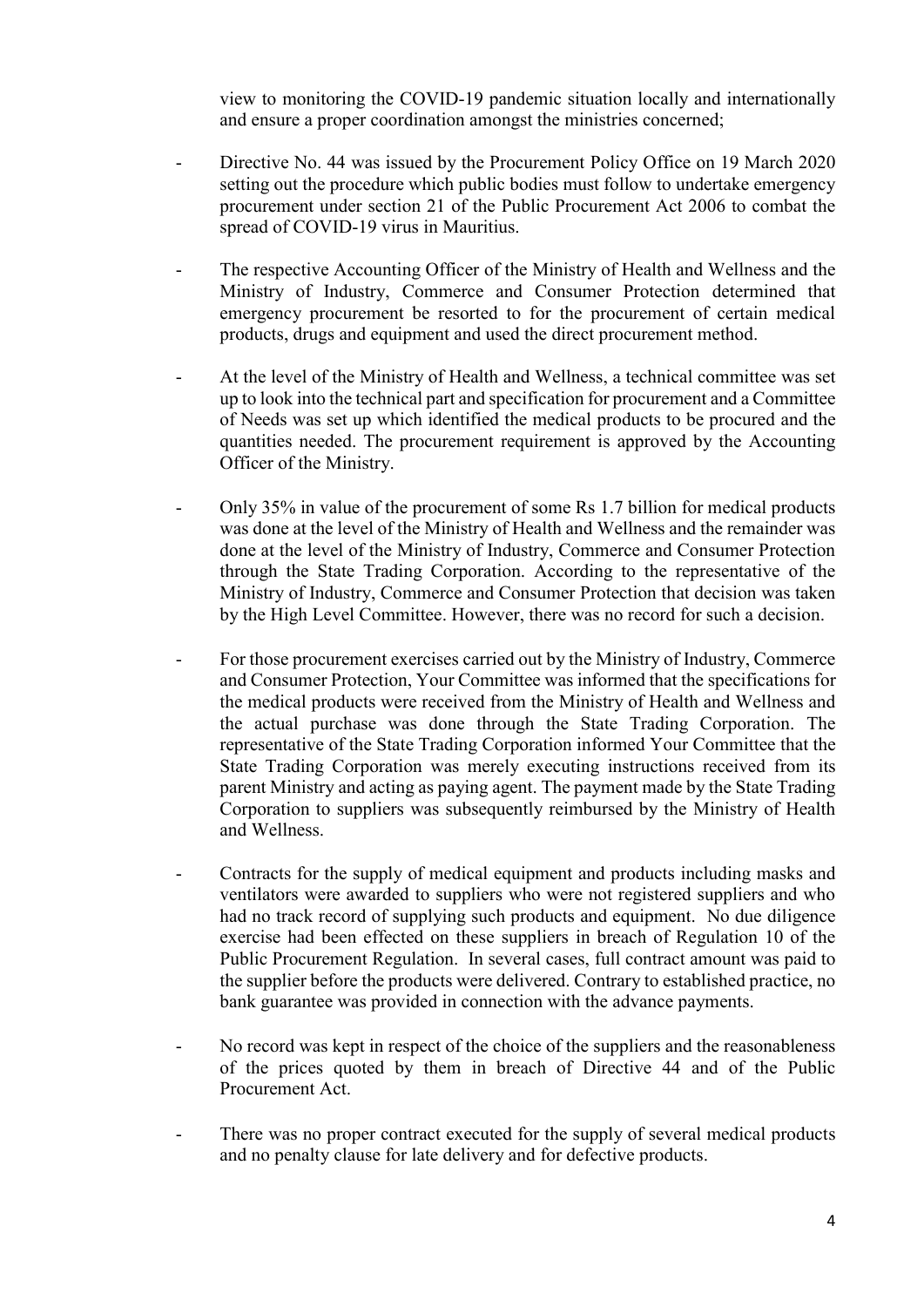view to monitoring the COVID-19 pandemic situation locally and internationally and ensure a proper coordination amongst the ministries concerned;

- Directive No. 44 was issued by the Procurement Policy Office on 19 March 2020 setting out the procedure which public bodies must follow to undertake emergency procurement under section 21 of the Public Procurement Act 2006 to combat the spread of COVID-19 virus in Mauritius.

- The respective Accounting Officer of the Ministry of Health and Wellness and the Ministry of Industry, Commerce and Consumer Protection determined that emergency procurement be resorted to for the procurement of certain medical products, drugs and equipment and used the direct procurement method.

- At the level of the Ministry of Health and Wellness, a technical committee was set up to look into the technical part and specification for procurement and a Committee of Needs was set up which identified the medical products to be procured and the quantities needed. The procurement requirement is approved by the Accounting Officer of the Ministry.

- Only 35% in value of the procurement of some Rs 1.7 billion for medical products was done at the level of the Ministry of Health and Wellness and the remainder was done at the level of the Ministry of Industry, Commerce and Consumer Protection through the State Trading Corporation. According to the representative of the Ministry of Industry, Commerce and Consumer Protection that decision was taken by the High Level Committee. However, there was no record for such a decision.

- For those procurement exercises carried out by the Ministry of Industry, Commerce and Consumer Protection, Your Committee was informed that the specifications for the medical products were received from the Ministry of Health and Wellness and the actual purchase was done through the State Trading Corporation. The representative of the State Trading Corporation informed Your Committee that the State Trading Corporation was merely executing instructions received from its parent Ministry and acting as paying agent. The payment made by the State Trading Corporation to suppliers was subsequently reimbursed by the Ministry of Health and Wellness.

- Contracts for the supply of medical equipment and products including masks and ventilators were awarded to suppliers who were not registered suppliers and who had no track record of supplying such products and equipment. No due diligence exercise had been effected on these suppliers in breach of Regulation 10 of the Public Procurement Regulation. In several cases, full contract amount was paid to the supplier before the products were delivered. Contrary to established practice, no bank guarantee was provided in connection with the advance payments.

- No record was kept in respect of the choice of the suppliers and the reasonableness of the prices quoted by them in breach of Directive 44 and of the Public Procurement Act.

- There was no proper contract executed for the supply of several medical products and no penalty clause for late delivery and for defective products.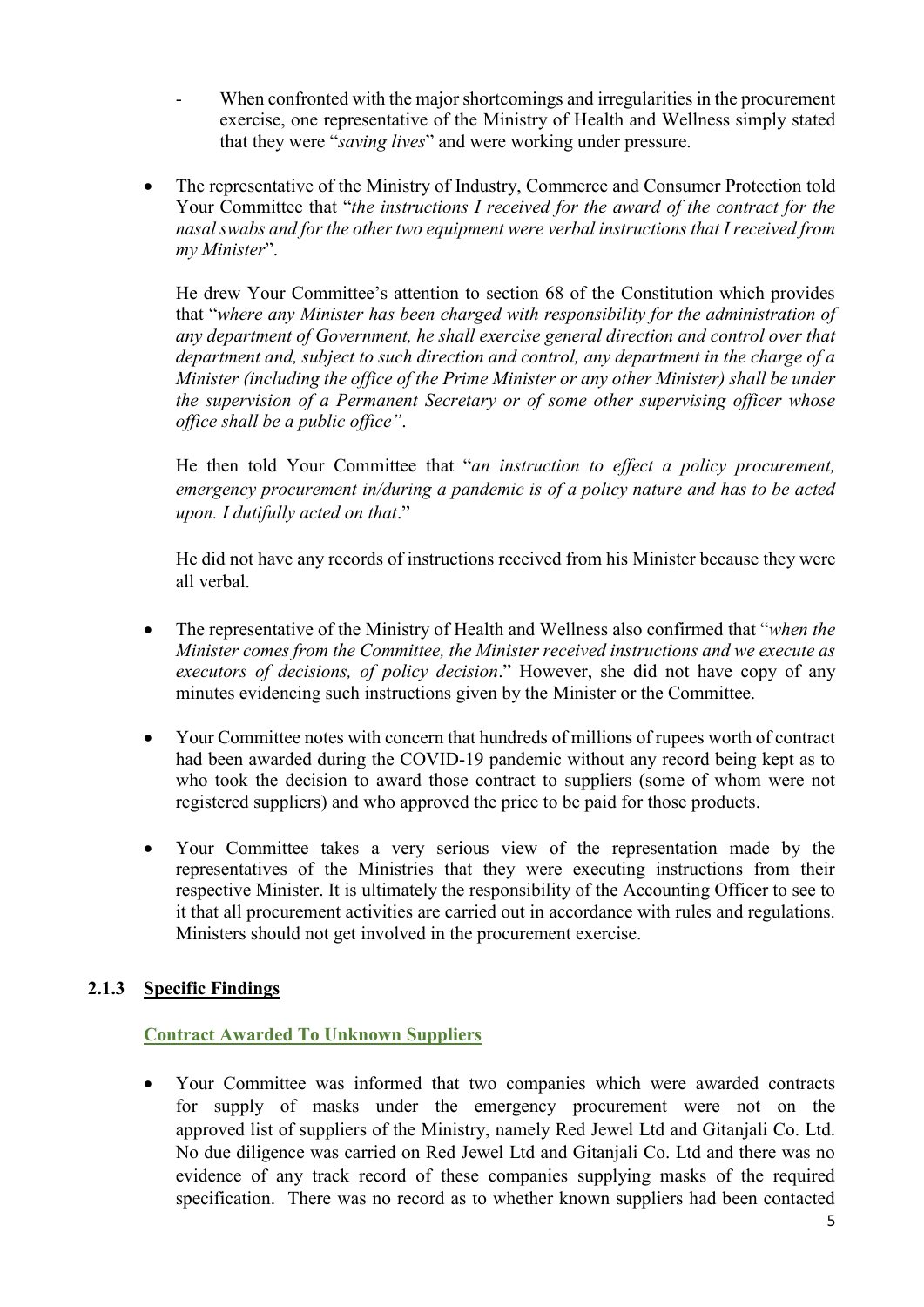- When confronted with the major shortcomings and irregularities in the procurement exercise, one representative of the Ministry of Health and Wellness simply stated that they were "*saving lives*" and were working under pressure.

- The representative of the Ministry of Industry, Commerce and Consumer Protection told Your Committee that "*the instructions I received for the award of the contract for the nasal swabs and for the other two equipment were verbal instructions that I received from my Minister*".

  He drew Your Committee's attention to section 68 of the Constitution which provides that "*where any Minister has been charged with responsibility for the administration of any department of Government, he shall exercise general direction and control over that department and, subject to such direction and control, any department in the charge of a Minister (including the office of the Prime Minister or any other Minister) shall be under the supervision of a Permanent Secretary or of some other supervising officer whose office shall be a public office"*.

  He then told Your Committee that "*an instruction to effect a policy procurement, emergency procurement in/during a pandemic is of a policy nature and has to be acted upon. I dutifully acted on that*."

  He did not have any records of instructions received from his Minister because they were all verbal.

- The representative of the Ministry of Health and Wellness also confirmed that "*when the Minister comes from the Committee, the Minister received instructions and we execute as executors of decisions, of policy decision*." However, she did not have copy of any minutes evidencing such instructions given by the Minister or the Committee.

- Your Committee notes with concern that hundreds of millions of rupees worth of contract had been awarded during the COVID-19 pandemic without any record being kept as to who took the decision to award those contract to suppliers (some of whom were not registered suppliers) and who approved the price to be paid for those products.

- Your Committee takes a very serious view of the representation made by the representatives of the Ministries that they were executing instructions from their respective Minister. It is ultimately the responsibility of the Accounting Officer to see to it that all procurement activities are carried out in accordance with rules and regulations. Ministers should not get involved in the procurement exercise.

### 2.1.3 Specific Findings

#### Contract Awarded To Unknown Suppliers

- Your Committee was informed that two companies which were awarded contracts for supply of masks under the emergency procurement were not on the approved list of suppliers of the Ministry, namely Red Jewel Ltd and Gitanjali Co. Ltd. No due diligence was carried on Red Jewel Ltd and Gitanjali Co. Ltd and there was no evidence of any track record of these companies supplying masks of the required specification. There was no record as to whether known suppliers had been contacted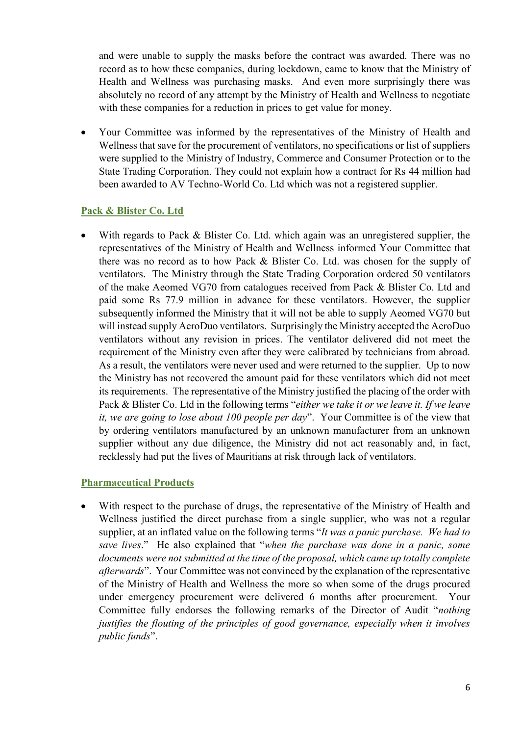and were unable to supply the masks before the contract was awarded. There was no record as to how these companies, during lockdown, came to know that the Ministry of Health and Wellness was purchasing masks. And even more surprisingly there was absolutely no record of any attempt by the Ministry of Health and Wellness to negotiate with these companies for a reduction in prices to get value for money.

- Your Committee was informed by the representatives of the Ministry of Health and Wellness that save for the procurement of ventilators, no specifications or list of suppliers were supplied to the Ministry of Industry, Commerce and Consumer Protection or to the State Trading Corporation. They could not explain how a contract for Rs 44 million had been awarded to AV Techno-World Co. Ltd which was not a registered supplier.

### Pack & Blister Co. Ltd

- With regards to Pack & Blister Co. Ltd. which again was an unregistered supplier, the representatives of the Ministry of Health and Wellness informed Your Committee that there was no record as to how Pack & Blister Co. Ltd. was chosen for the supply of ventilators. The Ministry through the State Trading Corporation ordered 50 ventilators of the make Aeomed VG70 from catalogues received from Pack & Blister Co. Ltd and paid some Rs 77.9 million in advance for these ventilators. However, the supplier subsequently informed the Ministry that it will not be able to supply Aeomed VG70 but will instead supply AeroDuo ventilators. Surprisingly the Ministry accepted the AeroDuo ventilators without any revision in prices. The ventilator delivered did not meet the requirement of the Ministry even after they were calibrated by technicians from abroad. As a result, the ventilators were never used and were returned to the supplier. Up to now the Ministry has not recovered the amount paid for these ventilators which did not meet its requirements. The representative of the Ministry justified the placing of the order with Pack & Blister Co. Ltd in the following terms "*either we take it or we leave it. If we leave it, we are going to lose about 100 people per day*". Your Committee is of the view that by ordering ventilators manufactured by an unknown manufacturer from an unknown supplier without any due diligence, the Ministry did not act reasonably and, in fact, recklessly had put the lives of Mauritians at risk through lack of ventilators.

### Pharmaceutical Products

- With respect to the purchase of drugs, the representative of the Ministry of Health and Wellness justified the direct purchase from a single supplier, who was not a regular supplier, at an inflated value on the following terms "*It was a panic purchase. We had to save lives*." He also explained that "*when the purchase was done in a panic, some documents were not submitted at the time of the proposal, which came up totally complete afterwards*". Your Committee was not convinced by the explanation of the representative of the Ministry of Health and Wellness the more so when some of the drugs procured under emergency procurement were delivered 6 months after procurement. Your Committee fully endorses the following remarks of the Director of Audit "*nothing justifies the flouting of the principles of good governance, especially when it involves public funds*".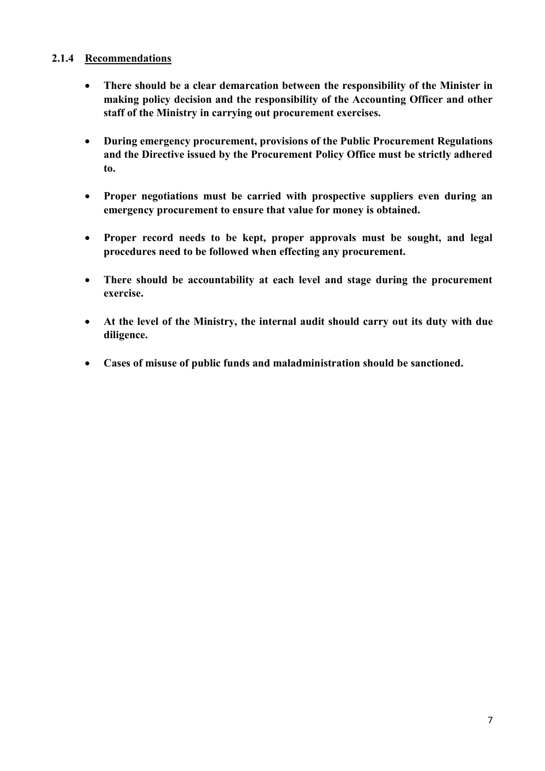### 2.1.4 Recommendations

- **There should be a clear demarcation between the responsibility of the Minister in making policy decision and the responsibility of the Accounting Officer and other staff of the Ministry in carrying out procurement exercises.**

- **During emergency procurement, provisions of the Public Procurement Regulations and the Directive issued by the Procurement Policy Office must be strictly adhered to.**

- **Proper negotiations must be carried with prospective suppliers even during an emergency procurement to ensure that value for money is obtained.**

- **Proper record needs to be kept, proper approvals must be sought, and legal procedures need to be followed when effecting any procurement.**

- **There should be accountability at each level and stage during the procurement exercise.**

- **At the level of the Ministry, the internal audit should carry out its duty with due diligence.**

- **Cases of misuse of public funds and maladministration should be sanctioned.**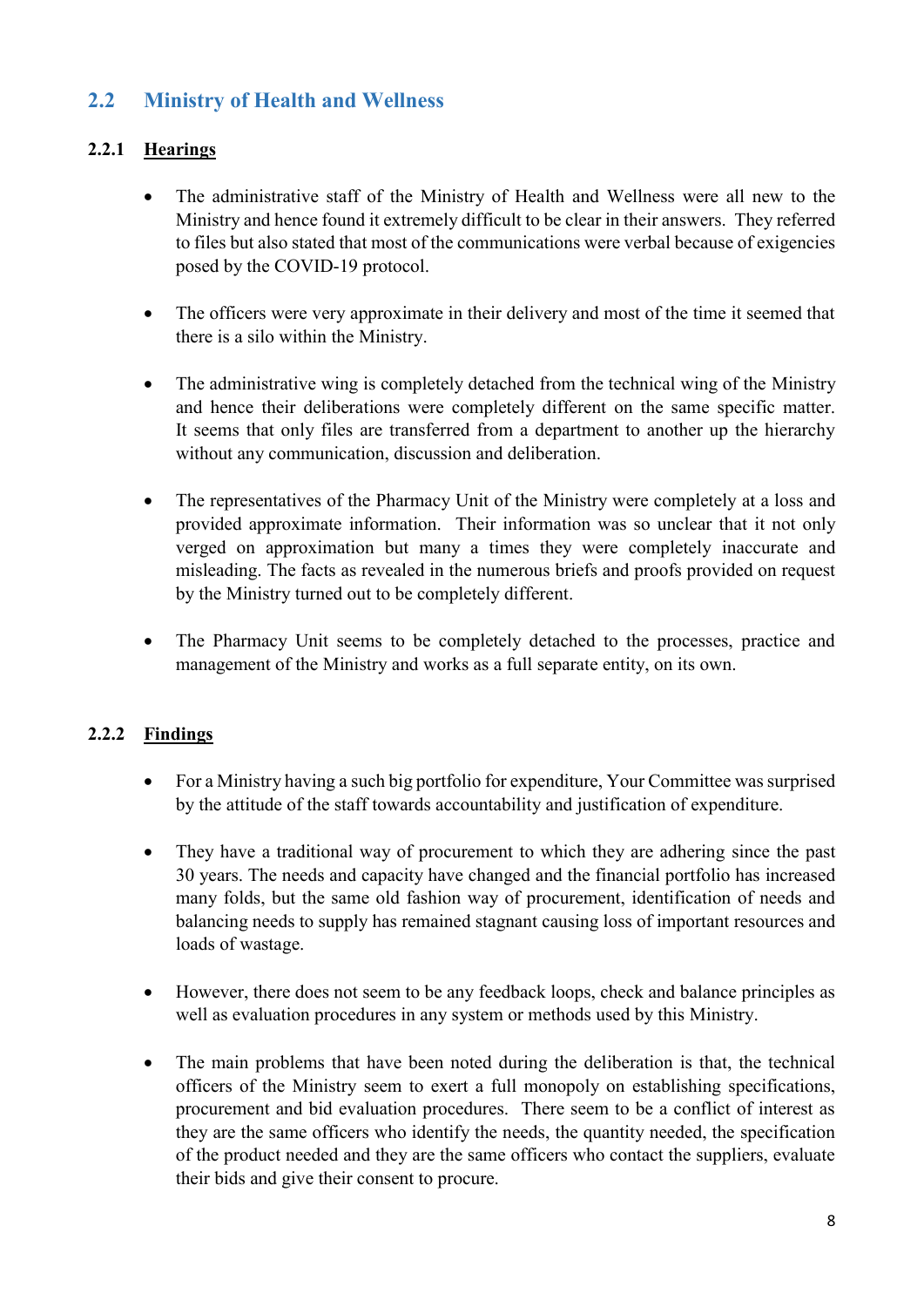## 2.2 Ministry of Health and Wellness

### 2.2.1 Hearings

- The administrative staff of the Ministry of Health and Wellness were all new to the Ministry and hence found it extremely difficult to be clear in their answers. They referred to files but also stated that most of the communications were verbal because of exigencies posed by the COVID-19 protocol.

- The officers were very approximate in their delivery and most of the time it seemed that there is a silo within the Ministry.

- The administrative wing is completely detached from the technical wing of the Ministry and hence their deliberations were completely different on the same specific matter. It seems that only files are transferred from a department to another up the hierarchy without any communication, discussion and deliberation.

- The representatives of the Pharmacy Unit of the Ministry were completely at a loss and provided approximate information. Their information was so unclear that it not only verged on approximation but many a times they were completely inaccurate and misleading. The facts as revealed in the numerous briefs and proofs provided on request by the Ministry turned out to be completely different.

- The Pharmacy Unit seems to be completely detached to the processes, practice and management of the Ministry and works as a full separate entity, on its own.

### 2.2.2 Findings

- For a Ministry having a such big portfolio for expenditure, Your Committee was surprised by the attitude of the staff towards accountability and justification of expenditure.

- They have a traditional way of procurement to which they are adhering since the past 30 years. The needs and capacity have changed and the financial portfolio has increased many folds, but the same old fashion way of procurement, identification of needs and balancing needs to supply has remained stagnant causing loss of important resources and loads of wastage.

- However, there does not seem to be any feedback loops, check and balance principles as well as evaluation procedures in any system or methods used by this Ministry.

- The main problems that have been noted during the deliberation is that, the technical officers of the Ministry seem to exert a full monopoly on establishing specifications, procurement and bid evaluation procedures. There seem to be a conflict of interest as they are the same officers who identify the needs, the quantity needed, the specification of the product needed and they are the same officers who contact the suppliers, evaluate their bids and give their consent to procure.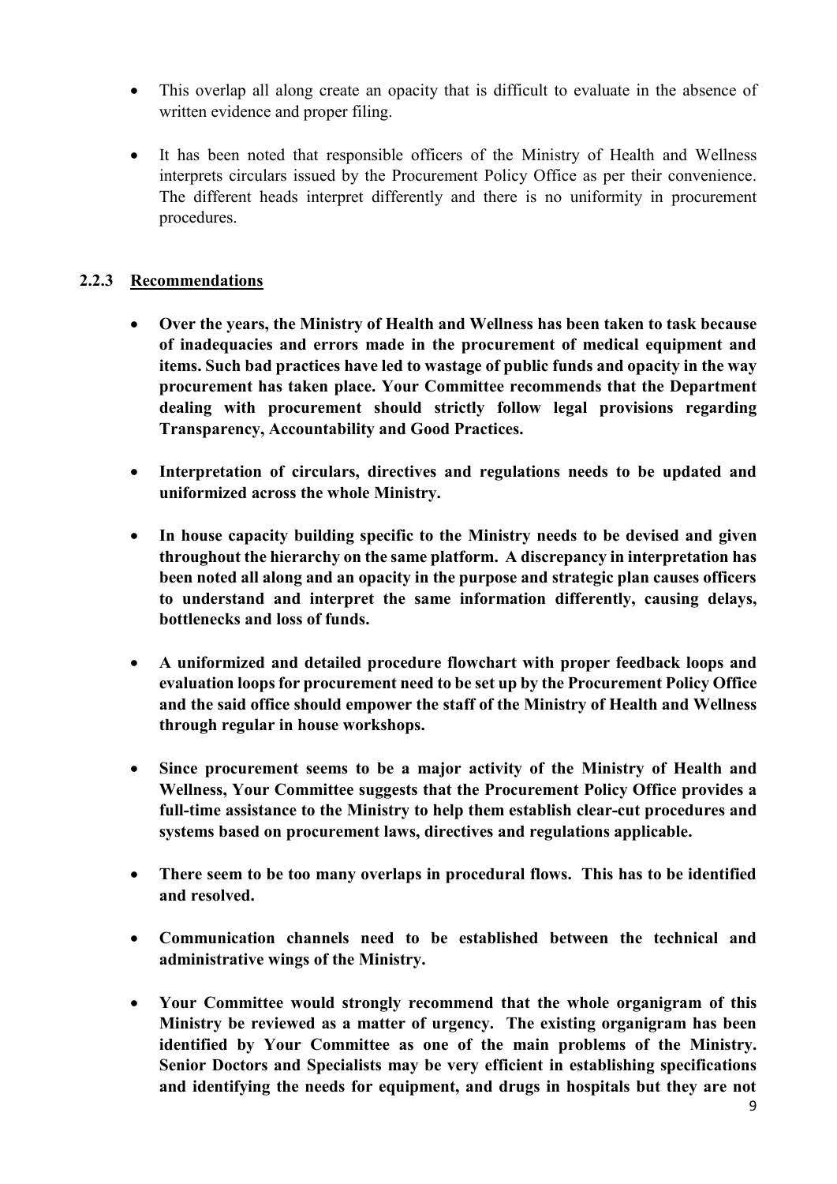- This overlap all along create an opacity that is difficult to evaluate in the absence of written evidence and proper filing.

- It has been noted that responsible officers of the Ministry of Health and Wellness interprets circulars issued by the Procurement Policy Office as per their convenience. The different heads interpret differently and there is no uniformity in procurement procedures.

### 2.2.3 Recommendations

- **Over the years, the Ministry of Health and Wellness has been taken to task because of inadequacies and errors made in the procurement of medical equipment and items. Such bad practices have led to wastage of public funds and opacity in the way procurement has taken place. Your Committee recommends that the Department dealing with procurement should strictly follow legal provisions regarding Transparency, Accountability and Good Practices.**

- **Interpretation of circulars, directives and regulations needs to be updated and uniformized across the whole Ministry.**

- **In house capacity building specific to the Ministry needs to be devised and given throughout the hierarchy on the same platform. A discrepancy in interpretation has been noted all along and an opacity in the purpose and strategic plan causes officers to understand and interpret the same information differently, causing delays, bottlenecks and loss of funds.**

- **A uniformized and detailed procedure flowchart with proper feedback loops and evaluation loops for procurement need to be set up by the Procurement Policy Office and the said office should empower the staff of the Ministry of Health and Wellness through regular in house workshops.**

- **Since procurement seems to be a major activity of the Ministry of Health and Wellness, Your Committee suggests that the Procurement Policy Office provides a full-time assistance to the Ministry to help them establish clear-cut procedures and systems based on procurement laws, directives and regulations applicable.**

- **There seem to be too many overlaps in procedural flows. This has to be identified and resolved.**

- **Communication channels need to be established between the technical and administrative wings of the Ministry.**

- **Your Committee would strongly recommend that the whole organigram of this Ministry be reviewed as a matter of urgency. The existing organigram has been identified by Your Committee as one of the main problems of the Ministry. Senior Doctors and Specialists may be very efficient in establishing specifications and identifying the needs for equipment, and drugs in hospitals but they are not**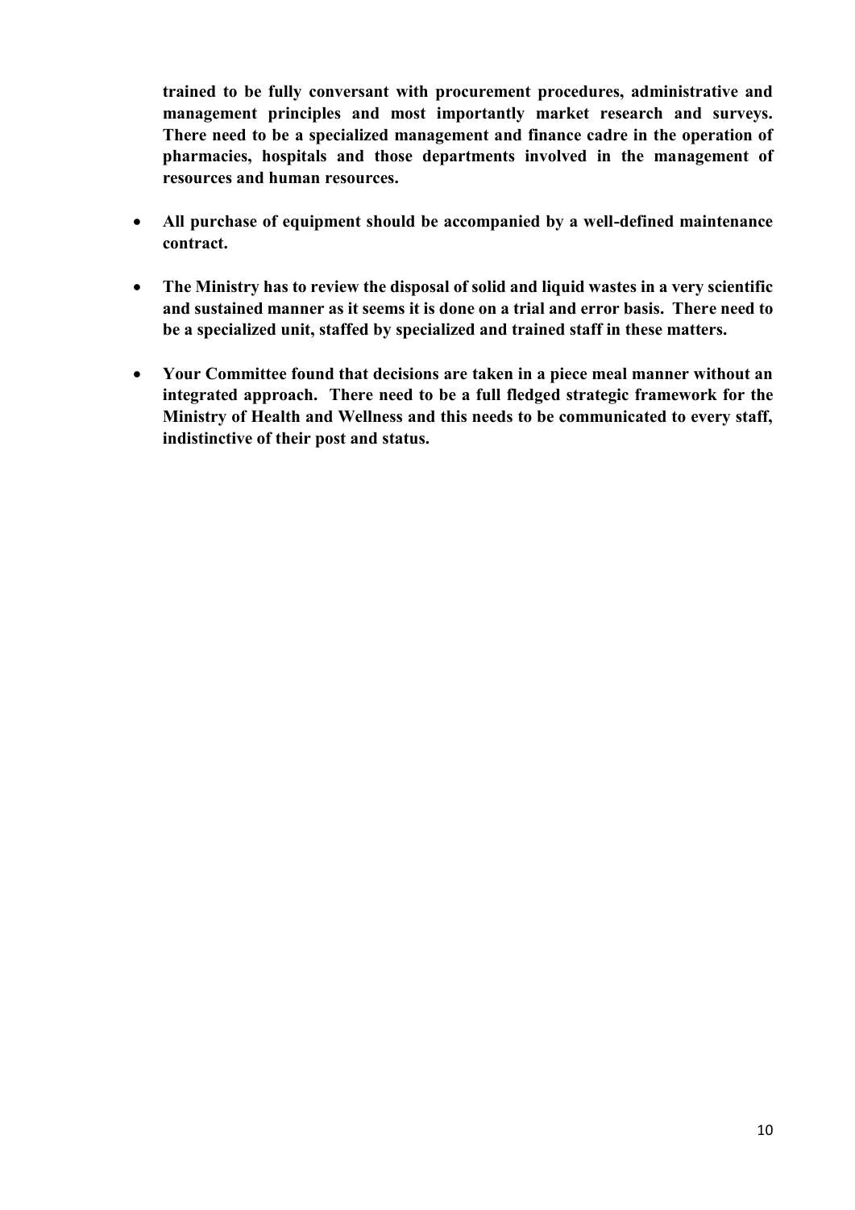**trained to be fully conversant with procurement procedures, administrative and management principles and most importantly market research and surveys. There need to be a specialized management and finance cadre in the operation of pharmacies, hospitals and those departments involved in the management of resources and human resources.**

- **All purchase of equipment should be accompanied by a well-defined maintenance contract.**

- **The Ministry has to review the disposal of solid and liquid wastes in a very scientific and sustained manner as it seems it is done on a trial and error basis. There need to be a specialized unit, staffed by specialized and trained staff in these matters.**

- **Your Committee found that decisions are taken in a piece meal manner without an integrated approach. There need to be a full fledged strategic framework for the Ministry of Health and Wellness and this needs to be communicated to every staff, indistinctive of their post and status.**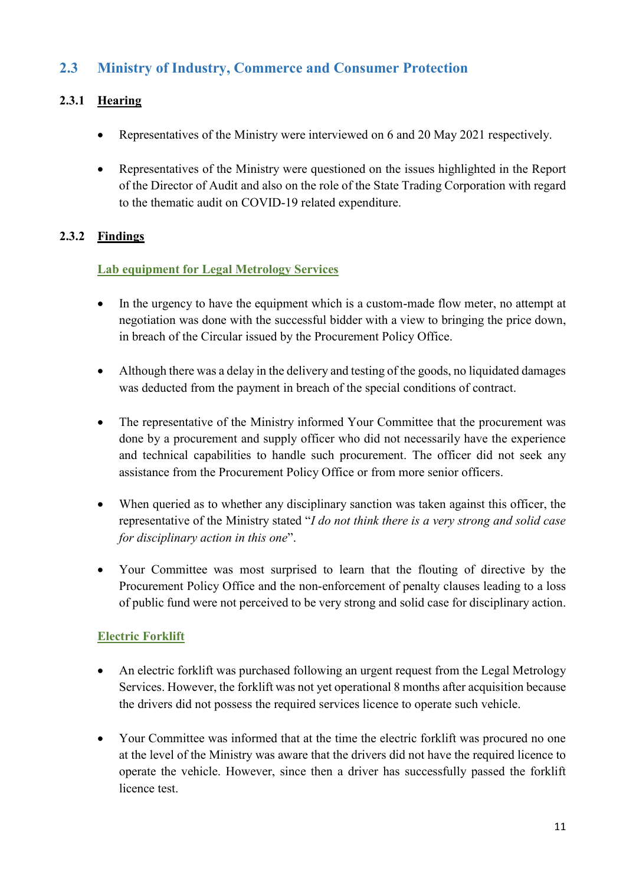## 2.3 Ministry of Industry, Commerce and Consumer Protection

### 2.3.1 Hearing

- Representatives of the Ministry were interviewed on 6 and 20 May 2021 respectively.

- Representatives of the Ministry were questioned on the issues highlighted in the Report of the Director of Audit and also on the role of the State Trading Corporation with regard to the thematic audit on COVID-19 related expenditure.

### 2.3.2 Findings

**Lab equipment for Legal Metrology Services**

- In the urgency to have the equipment which is a custom-made flow meter, no attempt at negotiation was done with the successful bidder with a view to bringing the price down, in breach of the Circular issued by the Procurement Policy Office.

- Although there was a delay in the delivery and testing of the goods, no liquidated damages was deducted from the payment in breach of the special conditions of contract.

- The representative of the Ministry informed Your Committee that the procurement was done by a procurement and supply officer who did not necessarily have the experience and technical capabilities to handle such procurement. The officer did not seek any assistance from the Procurement Policy Office or from more senior officers.

- When queried as to whether any disciplinary sanction was taken against this officer, the representative of the Ministry stated "*I do not think there is a very strong and solid case for disciplinary action in this one*".

- Your Committee was most surprised to learn that the flouting of directive by the Procurement Policy Office and the non-enforcement of penalty clauses leading to a loss of public fund were not perceived to be very strong and solid case for disciplinary action.

**Electric Forklift**

- An electric forklift was purchased following an urgent request from the Legal Metrology Services. However, the forklift was not yet operational 8 months after acquisition because the drivers did not possess the required services licence to operate such vehicle.

- Your Committee was informed that at the time the electric forklift was procured no one at the level of the Ministry was aware that the drivers did not have the required licence to operate the vehicle. However, since then a driver has successfully passed the forklift licence test.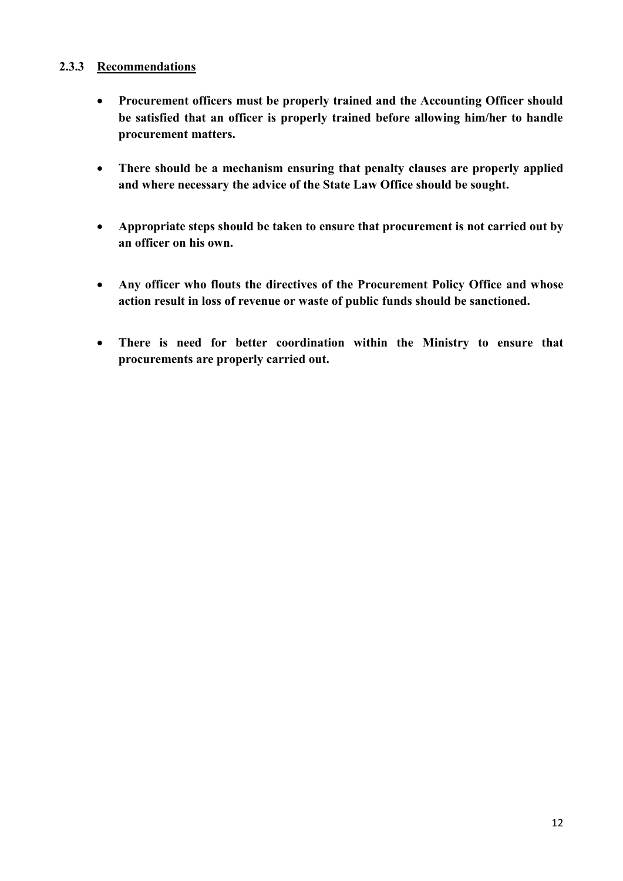### 2.3.3 Recommendations

- **Procurement officers must be properly trained and the Accounting Officer should be satisfied that an officer is properly trained before allowing him/her to handle procurement matters.**

- **There should be a mechanism ensuring that penalty clauses are properly applied and where necessary the advice of the State Law Office should be sought.**

- **Appropriate steps should be taken to ensure that procurement is not carried out by an officer on his own.**

- **Any officer who flouts the directives of the Procurement Policy Office and whose action result in loss of revenue or waste of public funds should be sanctioned.**

- **There is need for better coordination within the Ministry to ensure that procurements are properly carried out.**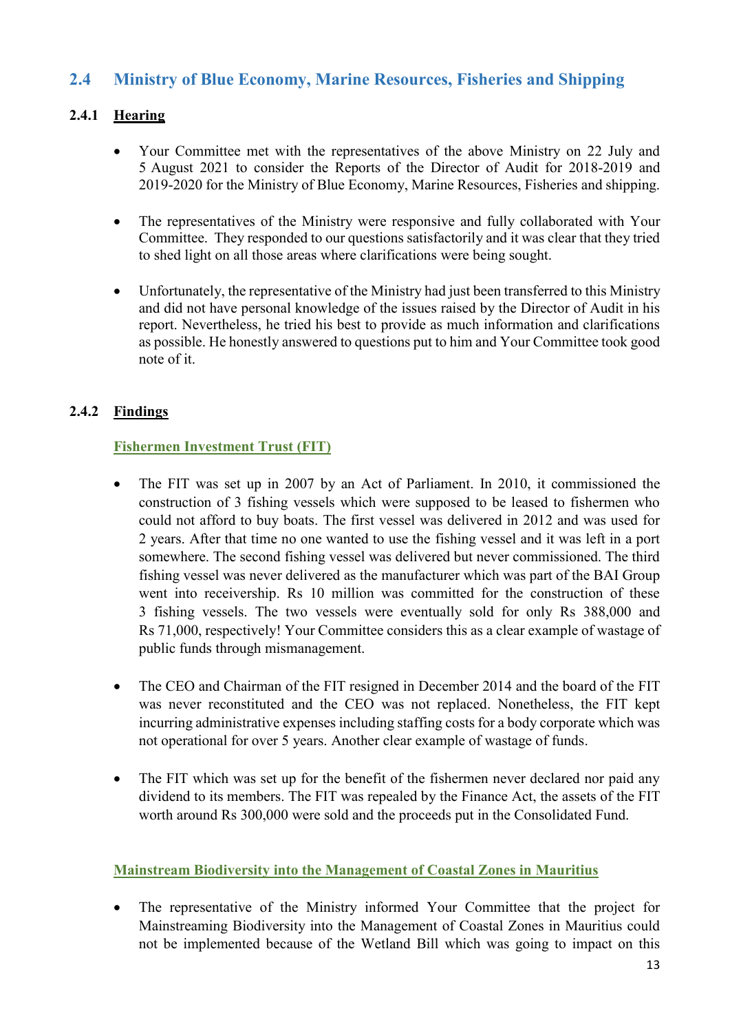## 2.4 Ministry of Blue Economy, Marine Resources, Fisheries and Shipping

### 2.4.1 Hearing

- Your Committee met with the representatives of the above Ministry on 22 July and 5 August 2021 to consider the Reports of the Director of Audit for 2018-2019 and 2019-2020 for the Ministry of Blue Economy, Marine Resources, Fisheries and shipping.

- The representatives of the Ministry were responsive and fully collaborated with Your Committee. They responded to our questions satisfactorily and it was clear that they tried to shed light on all those areas where clarifications were being sought.

- Unfortunately, the representative of the Ministry had just been transferred to this Ministry and did not have personal knowledge of the issues raised by the Director of Audit in his report. Nevertheless, he tried his best to provide as much information and clarifications as possible. He honestly answered to questions put to him and Your Committee took good note of it.

### 2.4.2 Findings

#### Fishermen Investment Trust (FIT)

- The FIT was set up in 2007 by an Act of Parliament. In 2010, it commissioned the construction of 3 fishing vessels which were supposed to be leased to fishermen who could not afford to buy boats. The first vessel was delivered in 2012 and was used for 2 years. After that time no one wanted to use the fishing vessel and it was left in a port somewhere. The second fishing vessel was delivered but never commissioned. The third fishing vessel was never delivered as the manufacturer which was part of the BAI Group went into receivership. Rs 10 million was committed for the construction of these 3 fishing vessels. The two vessels were eventually sold for only Rs 388,000 and Rs 71,000, respectively! Your Committee considers this as a clear example of wastage of public funds through mismanagement.

- The CEO and Chairman of the FIT resigned in December 2014 and the board of the FIT was never reconstituted and the CEO was not replaced. Nonetheless, the FIT kept incurring administrative expenses including staffing costs for a body corporate which was not operational for over 5 years. Another clear example of wastage of funds.

- The FIT which was set up for the benefit of the fishermen never declared nor paid any dividend to its members. The FIT was repealed by the Finance Act, the assets of the FIT worth around Rs 300,000 were sold and the proceeds put in the Consolidated Fund.

#### Mainstream Biodiversity into the Management of Coastal Zones in Mauritius

- The representative of the Ministry informed Your Committee that the project for Mainstreaming Biodiversity into the Management of Coastal Zones in Mauritius could not be implemented because of the Wetland Bill which was going to impact on this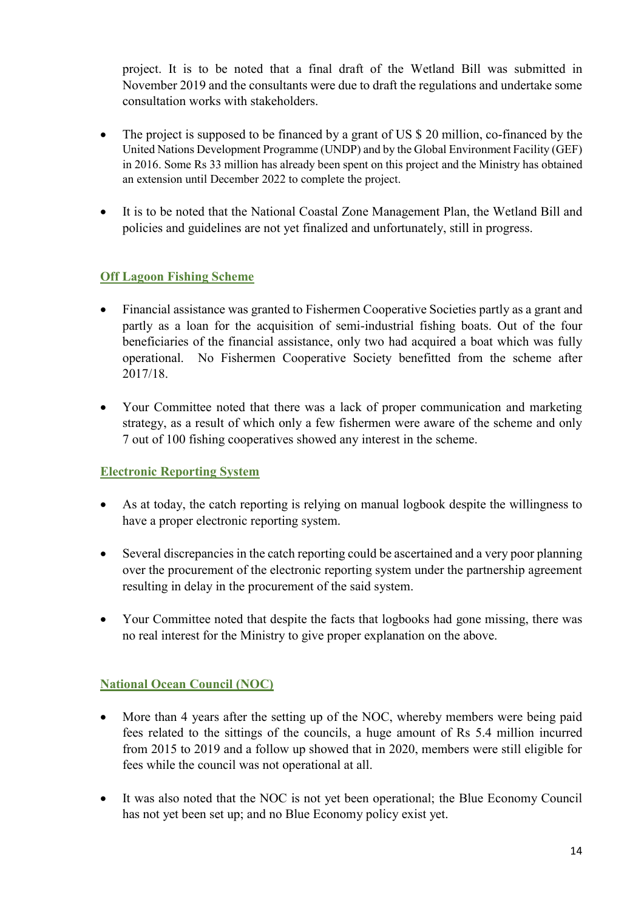project. It is to be noted that a final draft of the Wetland Bill was submitted in November 2019 and the consultants were due to draft the regulations and undertake some consultation works with stakeholders.

- The project is supposed to be financed by a grant of US $ 20 million, co-financed by the United Nations Development Programme (UNDP) and by the Global Environment Facility (GEF) in 2016. Some Rs 33 million has already been spent on this project and the Ministry has obtained an extension until December 2022 to complete the project.

- It is to be noted that the National Coastal Zone Management Plan, the Wetland Bill and policies and guidelines are not yet finalized and unfortunately, still in progress.

### Off Lagoon Fishing Scheme

- Financial assistance was granted to Fishermen Cooperative Societies partly as a grant and partly as a loan for the acquisition of semi-industrial fishing boats. Out of the four beneficiaries of the financial assistance, only two had acquired a boat which was fully operational. No Fishermen Cooperative Society benefitted from the scheme after 2017/18.

- Your Committee noted that there was a lack of proper communication and marketing strategy, as a result of which only a few fishermen were aware of the scheme and only 7 out of 100 fishing cooperatives showed any interest in the scheme.

### Electronic Reporting System

- As at today, the catch reporting is relying on manual logbook despite the willingness to have a proper electronic reporting system.

- Several discrepancies in the catch reporting could be ascertained and a very poor planning over the procurement of the electronic reporting system under the partnership agreement resulting in delay in the procurement of the said system.

- Your Committee noted that despite the facts that logbooks had gone missing, there was no real interest for the Ministry to give proper explanation on the above.

### National Ocean Council (NOC)

- More than 4 years after the setting up of the NOC, whereby members were being paid fees related to the sittings of the councils, a huge amount of Rs 5.4 million incurred from 2015 to 2019 and a follow up showed that in 2020, members were still eligible for fees while the council was not operational at all.

- It was also noted that the NOC is not yet been operational; the Blue Economy Council has not yet been set up; and no Blue Economy policy exist yet.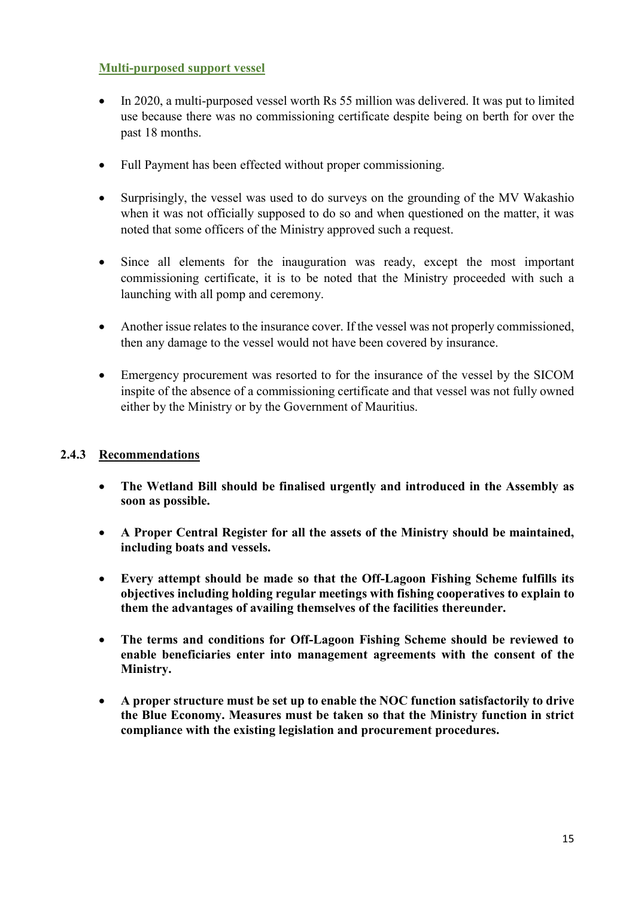**Multi-purposed support vessel**

- In 2020, a multi-purposed vessel worth Rs 55 million was delivered. It was put to limited use because there was no commissioning certificate despite being on berth for over the past 18 months.

- Full Payment has been effected without proper commissioning.

- Surprisingly, the vessel was used to do surveys on the grounding of the MV Wakashio when it was not officially supposed to do so and when questioned on the matter, it was noted that some officers of the Ministry approved such a request.

- Since all elements for the inauguration was ready, except the most important commissioning certificate, it is to be noted that the Ministry proceeded with such a launching with all pomp and ceremony.

- Another issue relates to the insurance cover. If the vessel was not properly commissioned, then any damage to the vessel would not have been covered by insurance.

- Emergency procurement was resorted to for the insurance of the vessel by the SICOM inspite of the absence of a commissioning certificate and that vessel was not fully owned either by the Ministry or by the Government of Mauritius.

### 2.4.3 Recommendations

- **The Wetland Bill should be finalised urgently and introduced in the Assembly as soon as possible.**

- **A Proper Central Register for all the assets of the Ministry should be maintained, including boats and vessels.**

- **Every attempt should be made so that the Off-Lagoon Fishing Scheme fulfills its objectives including holding regular meetings with fishing cooperatives to explain to them the advantages of availing themselves of the facilities thereunder.**

- **The terms and conditions for Off-Lagoon Fishing Scheme should be reviewed to enable beneficiaries enter into management agreements with the consent of the Ministry.**

- **A proper structure must be set up to enable the NOC function satisfactorily to drive the Blue Economy. Measures must be taken so that the Ministry function in strict compliance with the existing legislation and procurement procedures.**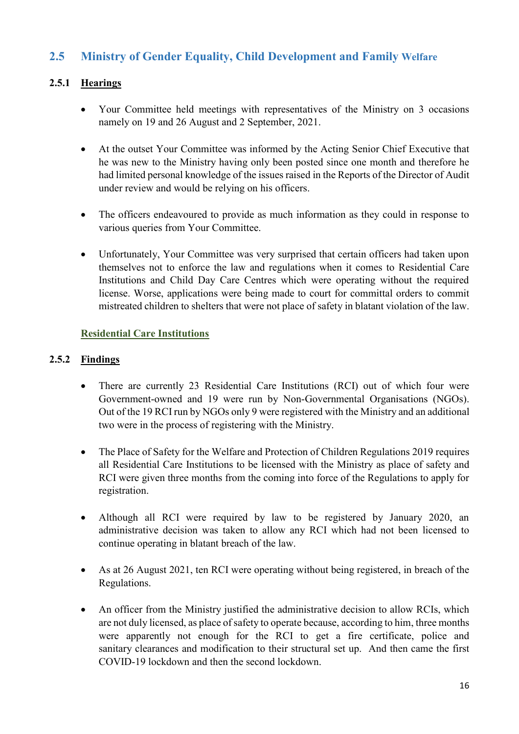## 2.5 Ministry of Gender Equality, Child Development and Family Welfare

### 2.5.1 Hearings

- Your Committee held meetings with representatives of the Ministry on 3 occasions namely on 19 and 26 August and 2 September, 2021.

- At the outset Your Committee was informed by the Acting Senior Chief Executive that he was new to the Ministry having only been posted since one month and therefore he had limited personal knowledge of the issues raised in the Reports of the Director of Audit under review and would be relying on his officers.

- The officers endeavoured to provide as much information as they could in response to various queries from Your Committee.

- Unfortunately, Your Committee was very surprised that certain officers had taken upon themselves not to enforce the law and regulations when it comes to Residential Care Institutions and Child Day Care Centres which were operating without the required license. Worse, applications were being made to court for committal orders to commit mistreated children to shelters that were not place of safety in blatant violation of the law.

**Residential Care Institutions**

### 2.5.2 Findings

- There are currently 23 Residential Care Institutions (RCI) out of which four were Government-owned and 19 were run by Non-Governmental Organisations (NGOs). Out of the 19 RCI run by NGOs only 9 were registered with the Ministry and an additional two were in the process of registering with the Ministry.

- The Place of Safety for the Welfare and Protection of Children Regulations 2019 requires all Residential Care Institutions to be licensed with the Ministry as place of safety and RCI were given three months from the coming into force of the Regulations to apply for registration.

- Although all RCI were required by law to be registered by January 2020, an administrative decision was taken to allow any RCI which had not been licensed to continue operating in blatant breach of the law.

- As at 26 August 2021, ten RCI were operating without being registered, in breach of the Regulations.

- An officer from the Ministry justified the administrative decision to allow RCIs, which are not duly licensed, as place of safety to operate because, according to him, three months were apparently not enough for the RCI to get a fire certificate, police and sanitary clearances and modification to their structural set up. And then came the first COVID-19 lockdown and then the second lockdown.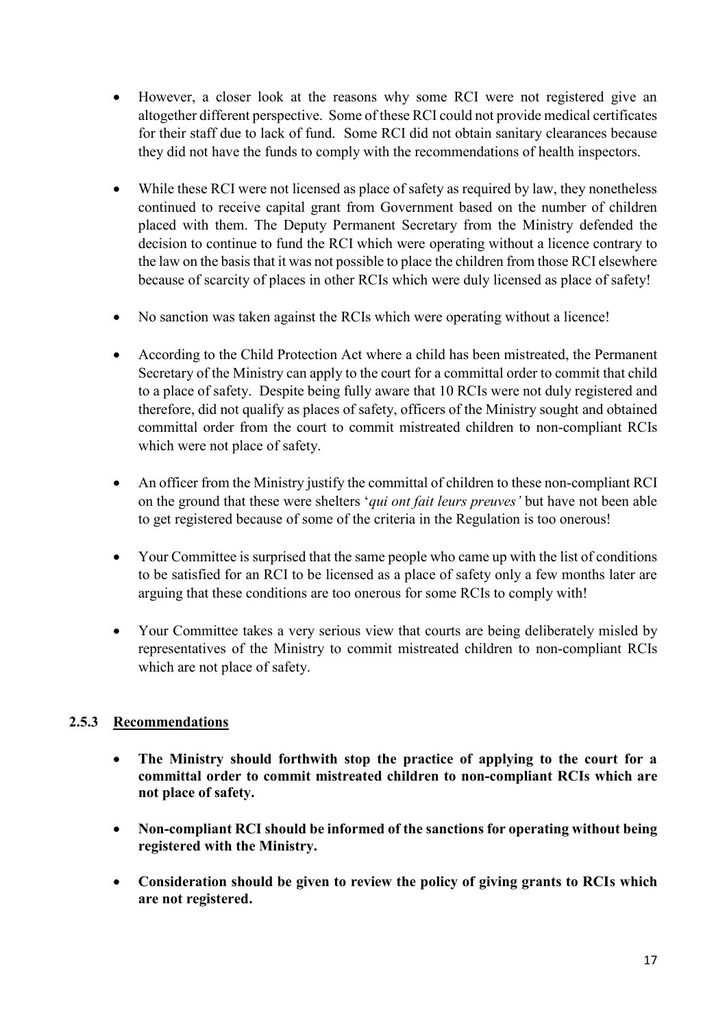- However, a closer look at the reasons why some RCI were not registered give an altogether different perspective. Some of these RCI could not provide medical certificates for their staff due to lack of fund. Some RCI did not obtain sanitary clearances because they did not have the funds to comply with the recommendations of health inspectors.

- While these RCI were not licensed as place of safety as required by law, they nonetheless continued to receive capital grant from Government based on the number of children placed with them. The Deputy Permanent Secretary from the Ministry defended the decision to continue to fund the RCI which were operating without a licence contrary to the law on the basis that it was not possible to place the children from those RCI elsewhere because of scarcity of places in other RCIs which were duly licensed as place of safety!

- No sanction was taken against the RCIs which were operating without a licence!

- According to the Child Protection Act where a child has been mistreated, the Permanent Secretary of the Ministry can apply to the court for a committal order to commit that child to a place of safety. Despite being fully aware that 10 RCIs were not duly registered and therefore, did not qualify as places of safety, officers of the Ministry sought and obtained committal order from the court to commit mistreated children to non-compliant RCIs which were not place of safety.

- An officer from the Ministry justify the committal of children to these non-compliant RCI on the ground that these were shelters '*qui ont fait leurs preuves'* but have not been able to get registered because of some of the criteria in the Regulation is too onerous!

- Your Committee is surprised that the same people who came up with the list of conditions to be satisfied for an RCI to be licensed as a place of safety only a few months later are arguing that these conditions are too onerous for some RCIs to comply with!

- Your Committee takes a very serious view that courts are being deliberately misled by representatives of the Ministry to commit mistreated children to non-compliant RCIs which are not place of safety.

### 2.5.3 Recommendations

- **The Ministry should forthwith stop the practice of applying to the court for a committal order to commit mistreated children to non-compliant RCIs which are not place of safety.**

- **Non-compliant RCI should be informed of the sanctions for operating without being registered with the Ministry.**

- **Consideration should be given to review the policy of giving grants to RCIs which are not registered.**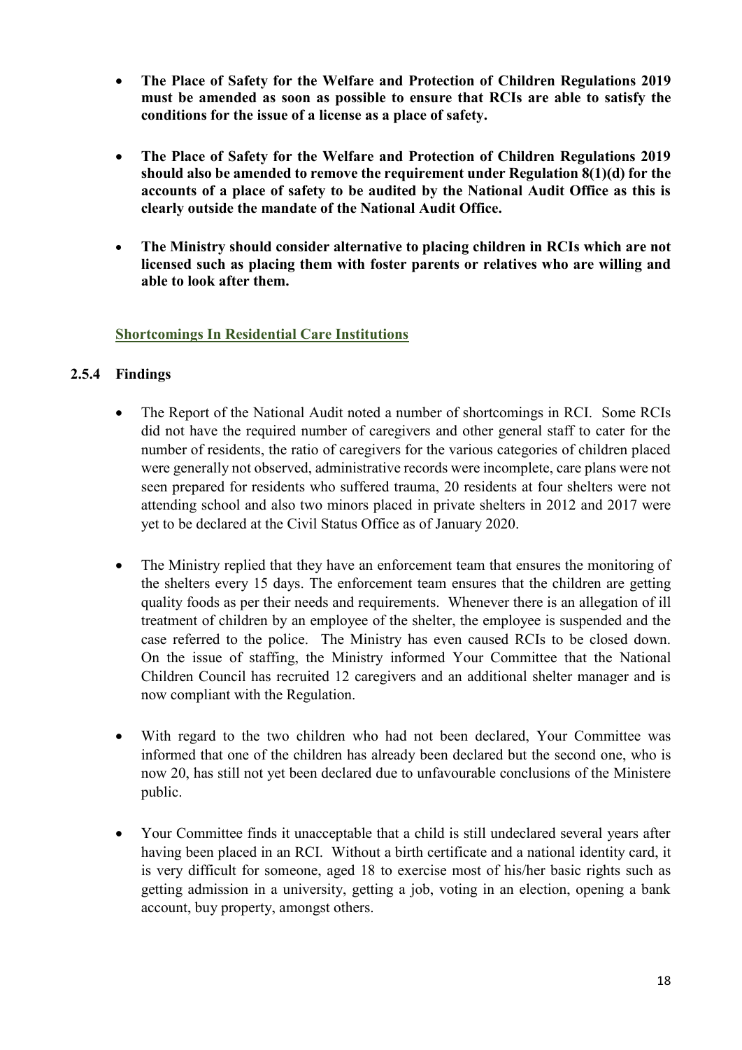- **The Place of Safety for the Welfare and Protection of Children Regulations 2019 must be amended as soon as possible to ensure that RCIs are able to satisfy the conditions for the issue of a license as a place of safety.**

- **The Place of Safety for the Welfare and Protection of Children Regulations 2019 should also be amended to remove the requirement under Regulation 8(1)(d) for the accounts of a place of safety to be audited by the National Audit Office as this is clearly outside the mandate of the National Audit Office.**

- **The Ministry should consider alternative to placing children in RCIs which are not licensed such as placing them with foster parents or relatives who are willing and able to look after them.**

**Shortcomings In Residential Care Institutions**

### 2.5.4 Findings

- The Report of the National Audit noted a number of shortcomings in RCI. Some RCIs did not have the required number of caregivers and other general staff to cater for the number of residents, the ratio of caregivers for the various categories of children placed were generally not observed, administrative records were incomplete, care plans were not seen prepared for residents who suffered trauma, 20 residents at four shelters were not attending school and also two minors placed in private shelters in 2012 and 2017 were yet to be declared at the Civil Status Office as of January 2020.

- The Ministry replied that they have an enforcement team that ensures the monitoring of the shelters every 15 days. The enforcement team ensures that the children are getting quality foods as per their needs and requirements. Whenever there is an allegation of ill treatment of children by an employee of the shelter, the employee is suspended and the case referred to the police. The Ministry has even caused RCIs to be closed down. On the issue of staffing, the Ministry informed Your Committee that the National Children Council has recruited 12 caregivers and an additional shelter manager and is now compliant with the Regulation.

- With regard to the two children who had not been declared, Your Committee was informed that one of the children has already been declared but the second one, who is now 20, has still not yet been declared due to unfavourable conclusions of the Ministere public.

- Your Committee finds it unacceptable that a child is still undeclared several years after having been placed in an RCI. Without a birth certificate and a national identity card, it is very difficult for someone, aged 18 to exercise most of his/her basic rights such as getting admission in a university, getting a job, voting in an election, opening a bank account, buy property, amongst others.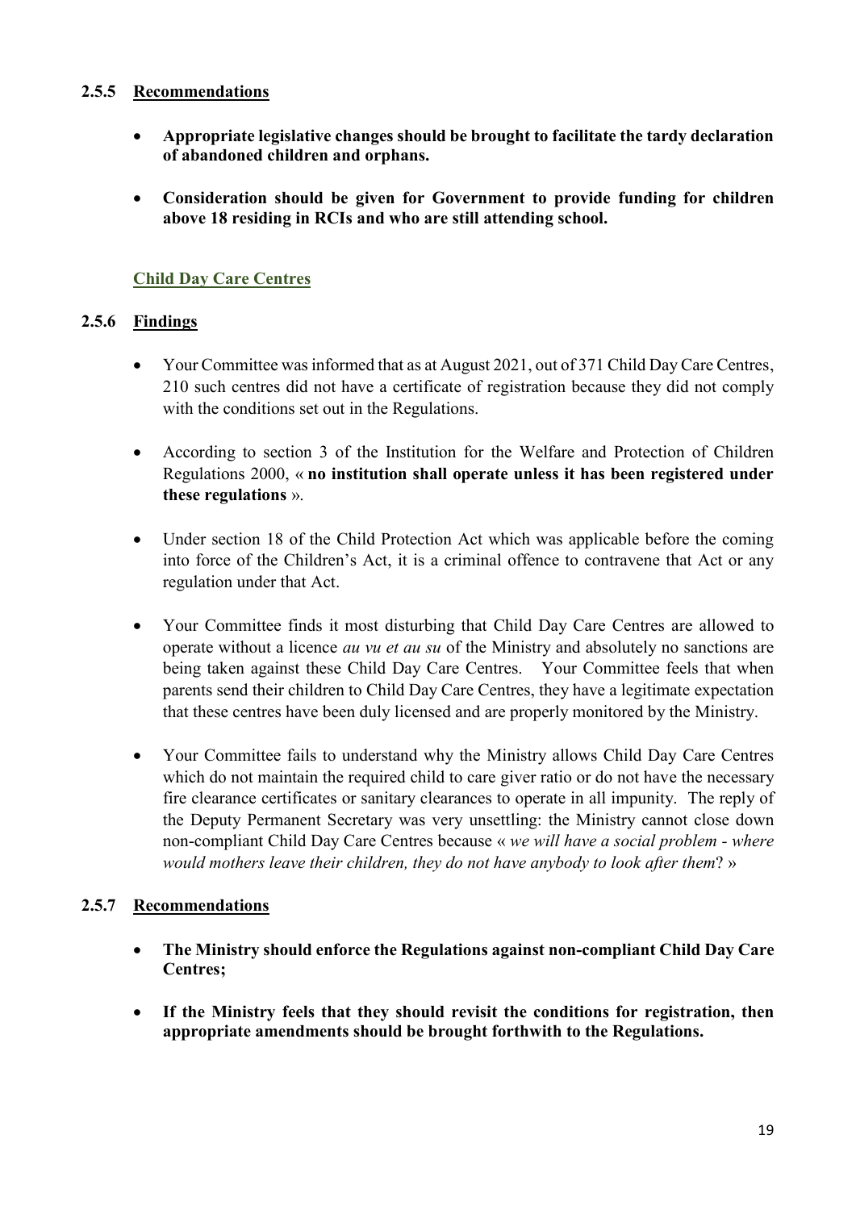### 2.5.5 Recommendations

- **Appropriate legislative changes should be brought to facilitate the tardy declaration of abandoned children and orphans.**
- **Consideration should be given for Government to provide funding for children above 18 residing in RCIs and who are still attending school.**

**Child Day Care Centres**

### 2.5.6 Findings

- Your Committee was informed that as at August 2021, out of 371 Child Day Care Centres, 210 such centres did not have a certificate of registration because they did not comply with the conditions set out in the Regulations.
- According to section 3 of the Institution for the Welfare and Protection of Children Regulations 2000, « **no institution shall operate unless it has been registered under these regulations** ».
- Under section 18 of the Child Protection Act which was applicable before the coming into force of the Children's Act, it is a criminal offence to contravene that Act or any regulation under that Act.
- Your Committee finds it most disturbing that Child Day Care Centres are allowed to operate without a licence *au vu et au su* of the Ministry and absolutely no sanctions are being taken against these Child Day Care Centres. Your Committee feels that when parents send their children to Child Day Care Centres, they have a legitimate expectation that these centres have been duly licensed and are properly monitored by the Ministry.
- Your Committee fails to understand why the Ministry allows Child Day Care Centres which do not maintain the required child to care giver ratio or do not have the necessary fire clearance certificates or sanitary clearances to operate in all impunity. The reply of the Deputy Permanent Secretary was very unsettling: the Ministry cannot close down non-compliant Child Day Care Centres because « *we will have a social problem - where would mothers leave their children, they do not have anybody to look after them*? »

### 2.5.7 Recommendations

- **The Ministry should enforce the Regulations against non-compliant Child Day Care Centres;**
- **If the Ministry feels that they should revisit the conditions for registration, then appropriate amendments should be brought forthwith to the Regulations.**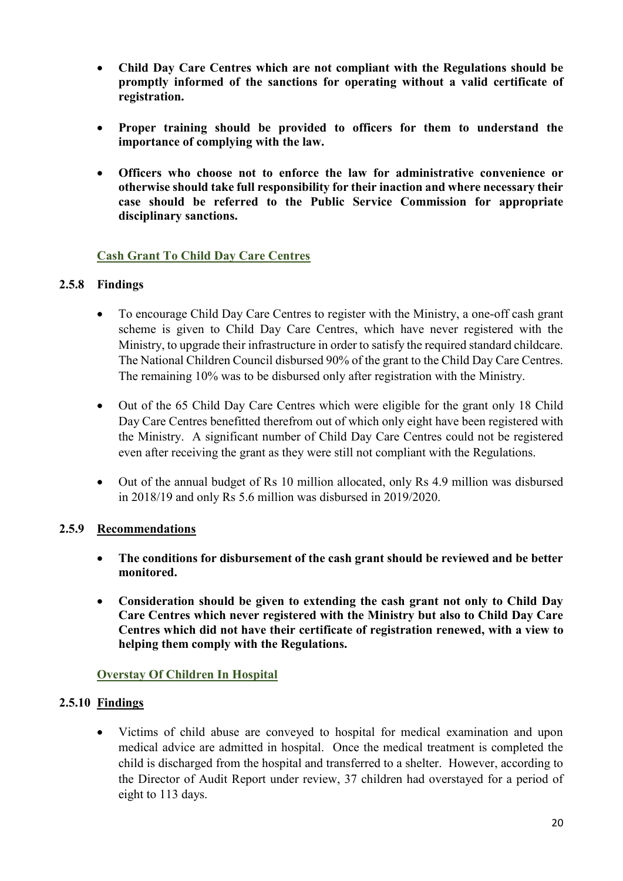- **Child Day Care Centres which are not compliant with the Regulations should be promptly informed of the sanctions for operating without a valid certificate of registration.**

- **Proper training should be provided to officers for them to understand the importance of complying with the law.**

- **Officers who choose not to enforce the law for administrative convenience or otherwise should take full responsibility for their inaction and where necessary their case should be referred to the Public Service Commission for appropriate disciplinary sanctions.**

### Cash Grant To Child Day Care Centres

**2.5.8 Findings**

- To encourage Child Day Care Centres to register with the Ministry, a one-off cash grant scheme is given to Child Day Care Centres, which have never registered with the Ministry, to upgrade their infrastructure in order to satisfy the required standard childcare. The National Children Council disbursed 90% of the grant to the Child Day Care Centres. The remaining 10% was to be disbursed only after registration with the Ministry.

- Out of the 65 Child Day Care Centres which were eligible for the grant only 18 Child Day Care Centres benefitted therefrom out of which only eight have been registered with the Ministry. A significant number of Child Day Care Centres could not be registered even after receiving the grant as they were still not compliant with the Regulations.

- Out of the annual budget of Rs 10 million allocated, only Rs 4.9 million was disbursed in 2018/19 and only Rs 5.6 million was disbursed in 2019/2020.

**2.5.9 Recommendations**

- **The conditions for disbursement of the cash grant should be reviewed and be better monitored.**

- **Consideration should be given to extending the cash grant not only to Child Day Care Centres which never registered with the Ministry but also to Child Day Care Centres which did not have their certificate of registration renewed, with a view to helping them comply with the Regulations.**

### Overstay Of Children In Hospital

**2.5.10 Findings**

- Victims of child abuse are conveyed to hospital for medical examination and upon medical advice are admitted in hospital. Once the medical treatment is completed the child is discharged from the hospital and transferred to a shelter. However, according to the Director of Audit Report under review, 37 children had overstayed for a period of eight to 113 days.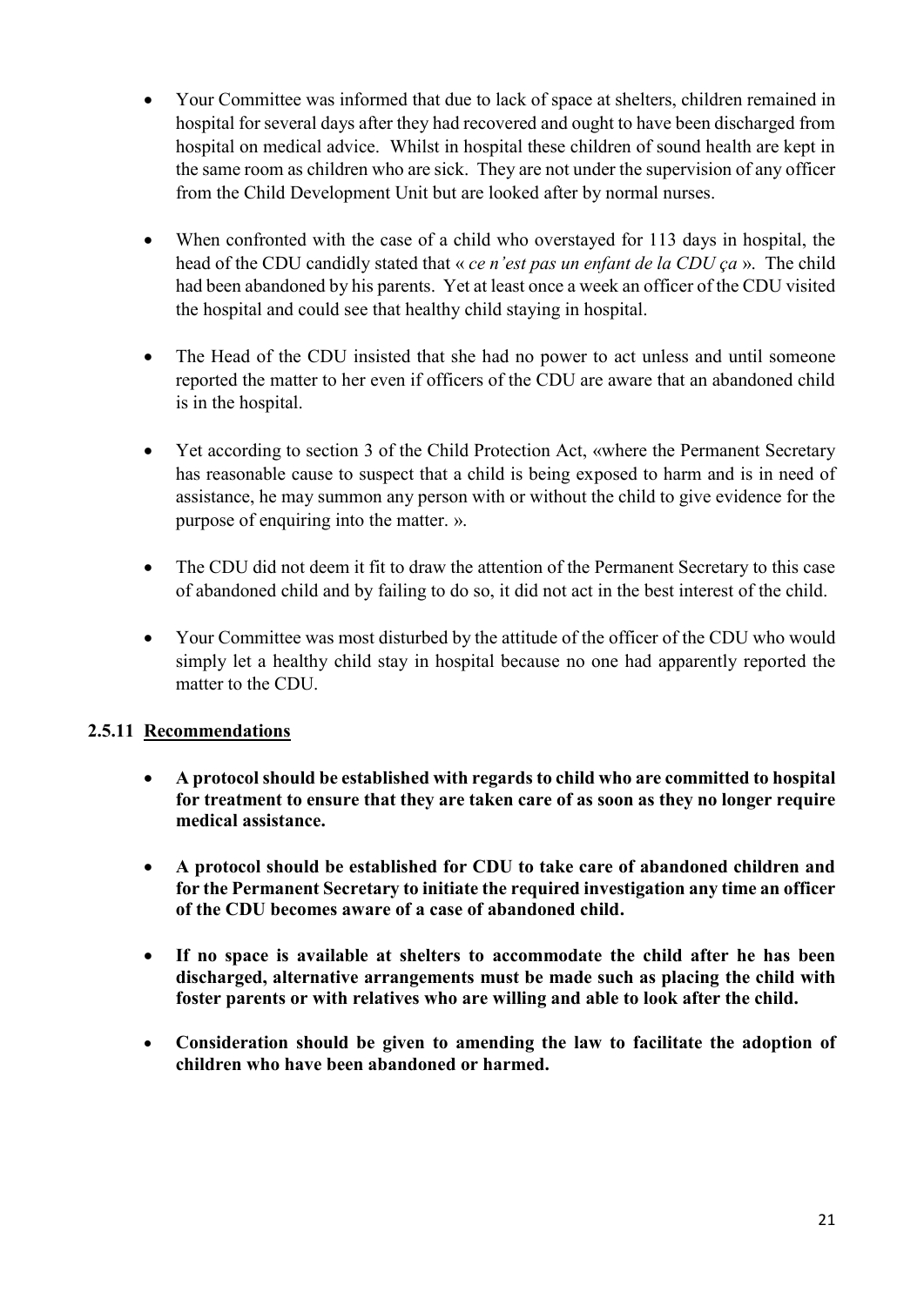- Your Committee was informed that due to lack of space at shelters, children remained in hospital for several days after they had recovered and ought to have been discharged from hospital on medical advice. Whilst in hospital these children of sound health are kept in the same room as children who are sick. They are not under the supervision of any officer from the Child Development Unit but are looked after by normal nurses.

- When confronted with the case of a child who overstayed for 113 days in hospital, the head of the CDU candidly stated that « *ce n'est pas un enfant de la CDU ça* ». The child had been abandoned by his parents. Yet at least once a week an officer of the CDU visited the hospital and could see that healthy child staying in hospital.

- The Head of the CDU insisted that she had no power to act unless and until someone reported the matter to her even if officers of the CDU are aware that an abandoned child is in the hospital.

- Yet according to section 3 of the Child Protection Act, «where the Permanent Secretary has reasonable cause to suspect that a child is being exposed to harm and is in need of assistance, he may summon any person with or without the child to give evidence for the purpose of enquiring into the matter. ».

- The CDU did not deem it fit to draw the attention of the Permanent Secretary to this case of abandoned child and by failing to do so, it did not act in the best interest of the child.

- Your Committee was most disturbed by the attitude of the officer of the CDU who would simply let a healthy child stay in hospital because no one had apparently reported the matter to the CDU.

### 2.5.11 Recommendations

- **A protocol should be established with regards to child who are committed to hospital for treatment to ensure that they are taken care of as soon as they no longer require medical assistance.**

- **A protocol should be established for CDU to take care of abandoned children and for the Permanent Secretary to initiate the required investigation any time an officer of the CDU becomes aware of a case of abandoned child.**

- **If no space is available at shelters to accommodate the child after he has been discharged, alternative arrangements must be made such as placing the child with foster parents or with relatives who are willing and able to look after the child.**

- **Consideration should be given to amending the law to facilitate the adoption of children who have been abandoned or harmed.**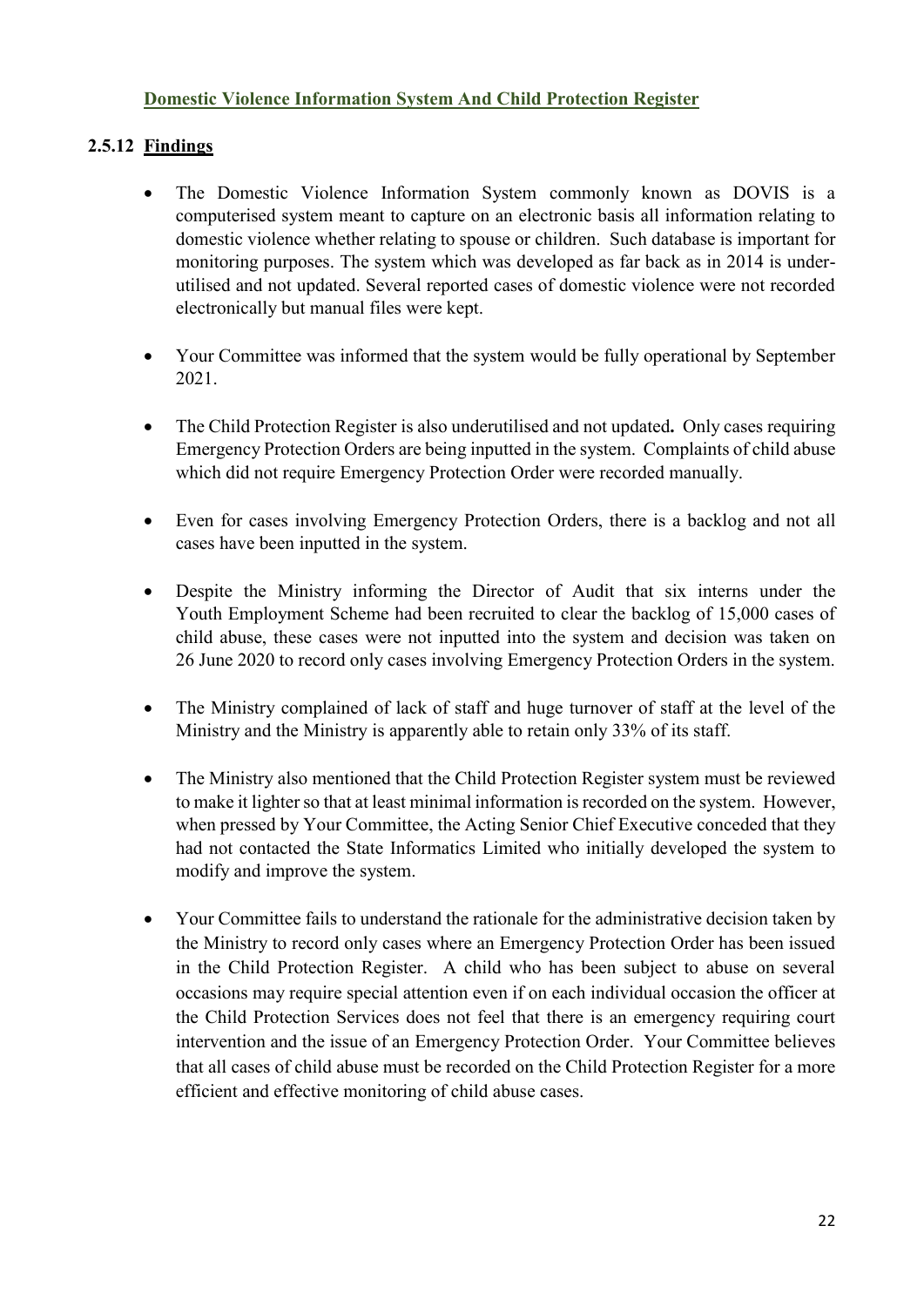## Domestic Violence Information System And Child Protection Register

### 2.5.12 Findings

- The Domestic Violence Information System commonly known as DOVIS is a computerised system meant to capture on an electronic basis all information relating to domestic violence whether relating to spouse or children. Such database is important for monitoring purposes. The system which was developed as far back as in 2014 is under-utilised and not updated. Several reported cases of domestic violence were not recorded electronically but manual files were kept.

- Your Committee was informed that the system would be fully operational by September 2021.

- The Child Protection Register is also underutilised and not updated**.** Only cases requiring Emergency Protection Orders are being inputted in the system. Complaints of child abuse which did not require Emergency Protection Order were recorded manually.

- Even for cases involving Emergency Protection Orders, there is a backlog and not all cases have been inputted in the system.

- Despite the Ministry informing the Director of Audit that six interns under the Youth Employment Scheme had been recruited to clear the backlog of 15,000 cases of child abuse, these cases were not inputted into the system and decision was taken on 26 June 2020 to record only cases involving Emergency Protection Orders in the system.

- The Ministry complained of lack of staff and huge turnover of staff at the level of the Ministry and the Ministry is apparently able to retain only 33% of its staff.

- The Ministry also mentioned that the Child Protection Register system must be reviewed to make it lighter so that at least minimal information is recorded on the system. However, when pressed by Your Committee, the Acting Senior Chief Executive conceded that they had not contacted the State Informatics Limited who initially developed the system to modify and improve the system.

- Your Committee fails to understand the rationale for the administrative decision taken by the Ministry to record only cases where an Emergency Protection Order has been issued in the Child Protection Register. A child who has been subject to abuse on several occasions may require special attention even if on each individual occasion the officer at the Child Protection Services does not feel that there is an emergency requiring court intervention and the issue of an Emergency Protection Order. Your Committee believes that all cases of child abuse must be recorded on the Child Protection Register for a more efficient and effective monitoring of child abuse cases.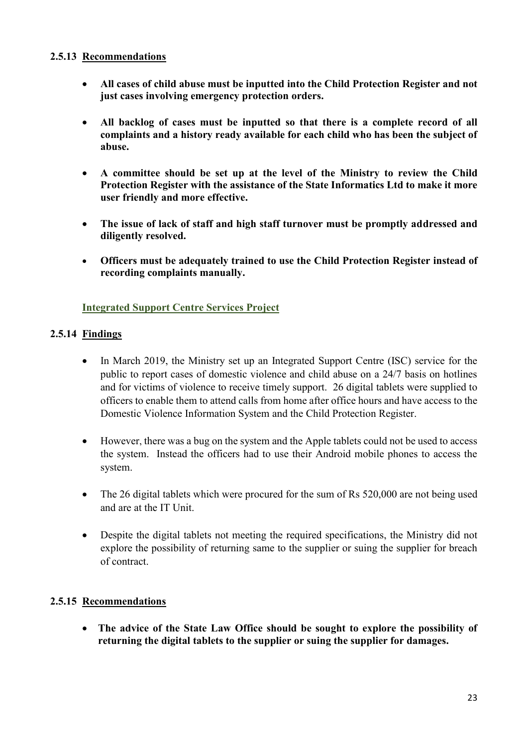#### 2.5.13 Recommendations

- **All cases of child abuse must be inputted into the Child Protection Register and not just cases involving emergency protection orders.**

- **All backlog of cases must be inputted so that there is a complete record of all complaints and a history ready available for each child who has been the subject of abuse.**

- **A committee should be set up at the level of the Ministry to review the Child Protection Register with the assistance of the State Informatics Ltd to make it more user friendly and more effective.**

- **The issue of lack of staff and high staff turnover must be promptly addressed and diligently resolved.**

- **Officers must be adequately trained to use the Child Protection Register instead of recording complaints manually.**

### Integrated Support Centre Services Project

#### 2.5.14 Findings

- In March 2019, the Ministry set up an Integrated Support Centre (ISC) service for the public to report cases of domestic violence and child abuse on a 24/7 basis on hotlines and for victims of violence to receive timely support. 26 digital tablets were supplied to officers to enable them to attend calls from home after office hours and have access to the Domestic Violence Information System and the Child Protection Register.

- However, there was a bug on the system and the Apple tablets could not be used to access the system. Instead the officers had to use their Android mobile phones to access the system.

- The 26 digital tablets which were procured for the sum of Rs 520,000 are not being used and are at the IT Unit.

- Despite the digital tablets not meeting the required specifications, the Ministry did not explore the possibility of returning same to the supplier or suing the supplier for breach of contract.

#### 2.5.15 Recommendations

- **The advice of the State Law Office should be sought to explore the possibility of returning the digital tablets to the supplier or suing the supplier for damages.**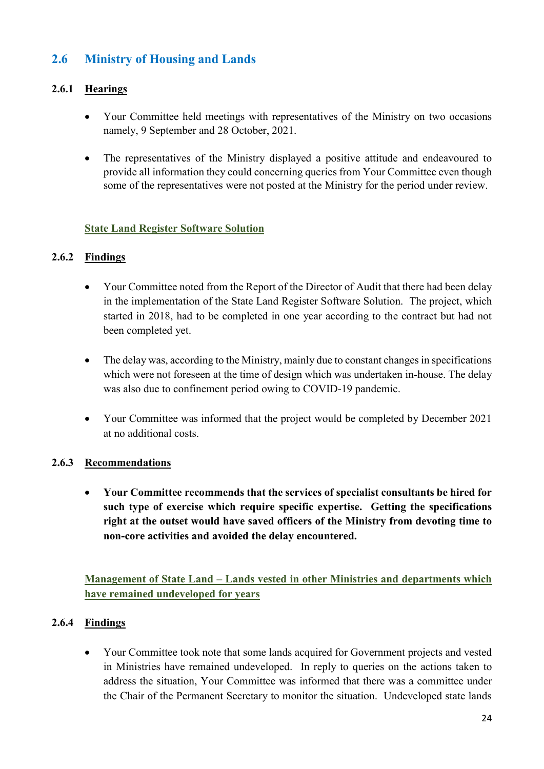## 2.6 Ministry of Housing and Lands

### 2.6.1 Hearings

- Your Committee held meetings with representatives of the Ministry on two occasions namely, 9 September and 28 October, 2021.

- The representatives of the Ministry displayed a positive attitude and endeavoured to provide all information they could concerning queries from Your Committee even though some of the representatives were not posted at the Ministry for the period under review.

**State Land Register Software Solution**

### 2.6.2 Findings

- Your Committee noted from the Report of the Director of Audit that there had been delay in the implementation of the State Land Register Software Solution. The project, which started in 2018, had to be completed in one year according to the contract but had not been completed yet.

- The delay was, according to the Ministry, mainly due to constant changes in specifications which were not foreseen at the time of design which was undertaken in-house. The delay was also due to confinement period owing to COVID-19 pandemic.

- Your Committee was informed that the project would be completed by December 2021 at no additional costs.

### 2.6.3 Recommendations

- **Your Committee recommends that the services of specialist consultants be hired for such type of exercise which require specific expertise. Getting the specifications right at the outset would have saved officers of the Ministry from devoting time to non-core activities and avoided the delay encountered.**

**Management of State Land – Lands vested in other Ministries and departments which have remained undeveloped for years**

### 2.6.4 Findings

- Your Committee took note that some lands acquired for Government projects and vested in Ministries have remained undeveloped. In reply to queries on the actions taken to address the situation, Your Committee was informed that there was a committee under the Chair of the Permanent Secretary to monitor the situation. Undeveloped state lands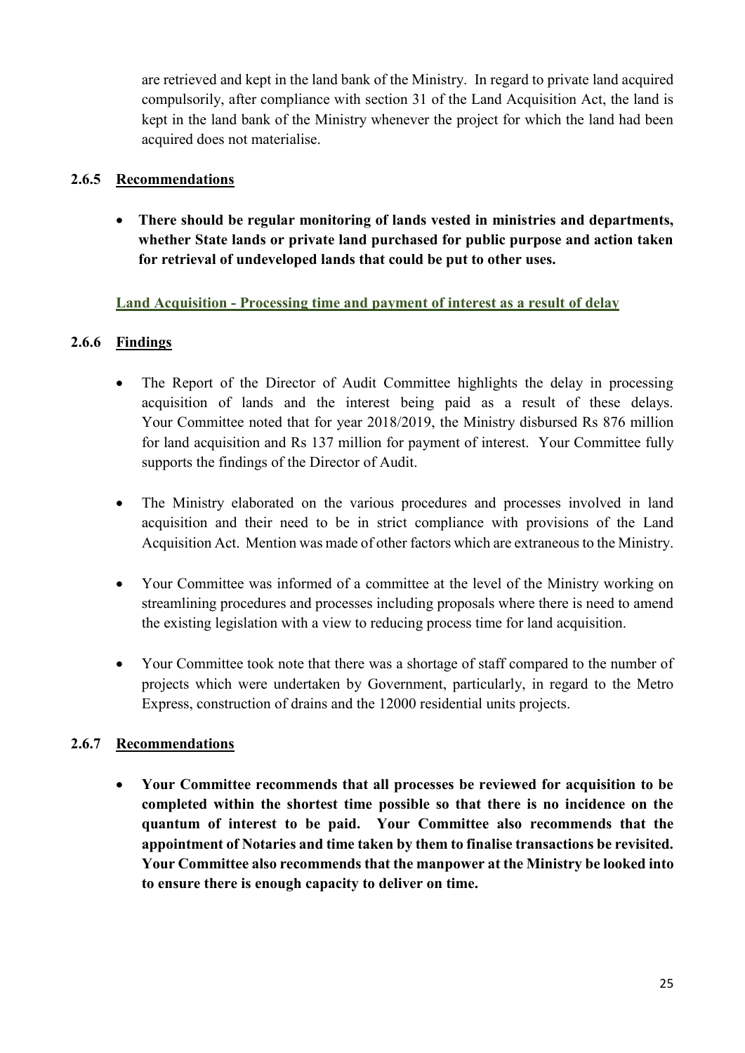are retrieved and kept in the land bank of the Ministry. In regard to private land acquired compulsorily, after compliance with section 31 of the Land Acquisition Act, the land is kept in the land bank of the Ministry whenever the project for which the land had been acquired does not materialise.

### 2.6.5 Recommendations

- **There should be regular monitoring of lands vested in ministries and departments, whether State lands or private land purchased for public purpose and action taken for retrieval of undeveloped lands that could be put to other uses.**

**Land Acquisition - Processing time and payment of interest as a result of delay**

### 2.6.6 Findings

- The Report of the Director of Audit Committee highlights the delay in processing acquisition of lands and the interest being paid as a result of these delays. Your Committee noted that for year 2018/2019, the Ministry disbursed Rs 876 million for land acquisition and Rs 137 million for payment of interest. Your Committee fully supports the findings of the Director of Audit.

- The Ministry elaborated on the various procedures and processes involved in land acquisition and their need to be in strict compliance with provisions of the Land Acquisition Act. Mention was made of other factors which are extraneous to the Ministry.

- Your Committee was informed of a committee at the level of the Ministry working on streamlining procedures and processes including proposals where there is need to amend the existing legislation with a view to reducing process time for land acquisition.

- Your Committee took note that there was a shortage of staff compared to the number of projects which were undertaken by Government, particularly, in regard to the Metro Express, construction of drains and the 12000 residential units projects.

### 2.6.7 Recommendations

- **Your Committee recommends that all processes be reviewed for acquisition to be completed within the shortest time possible so that there is no incidence on the quantum of interest to be paid. Your Committee also recommends that the appointment of Notaries and time taken by them to finalise transactions be revisited. Your Committee also recommends that the manpower at the Ministry be looked into to ensure there is enough capacity to deliver on time.**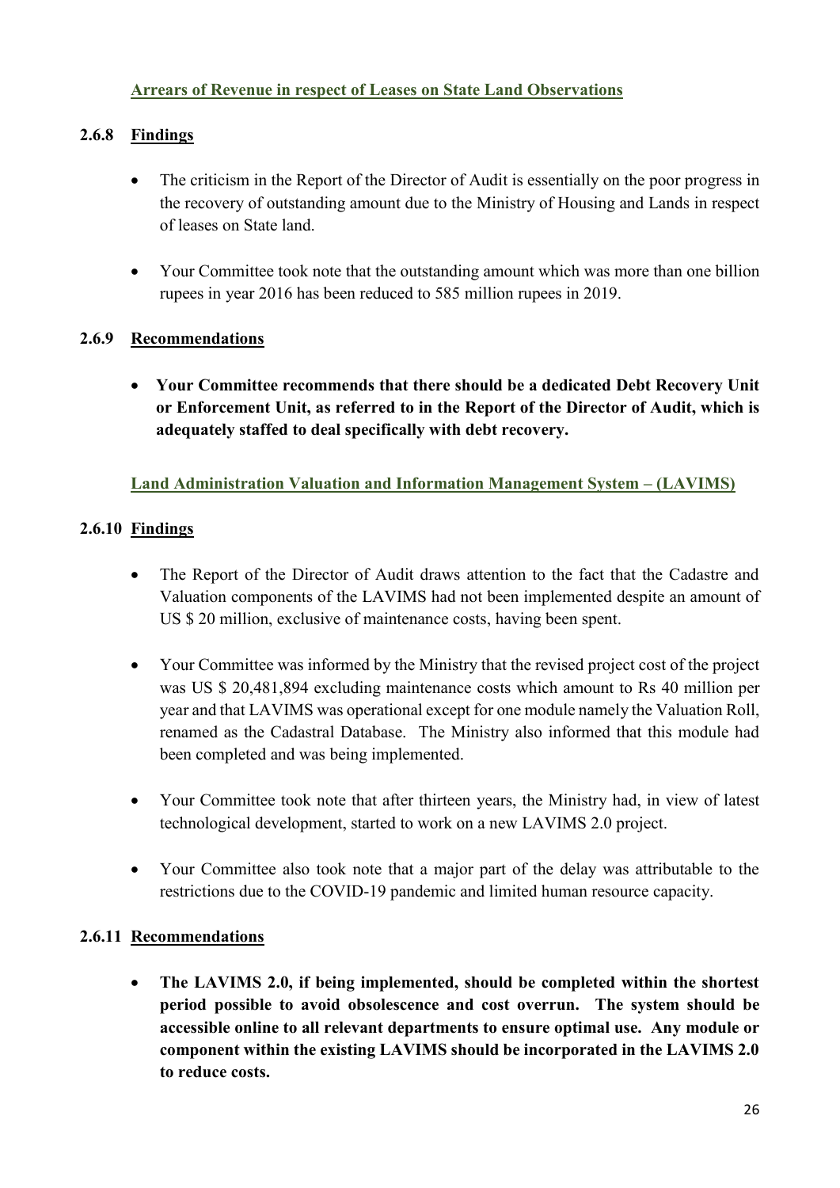**Arrears of Revenue in respect of Leases on State Land Observations**

### 2.6.8 Findings

- The criticism in the Report of the Director of Audit is essentially on the poor progress in the recovery of outstanding amount due to the Ministry of Housing and Lands in respect of leases on State land.

- Your Committee took note that the outstanding amount which was more than one billion rupees in year 2016 has been reduced to 585 million rupees in 2019.

### 2.6.9 Recommendations

- **Your Committee recommends that there should be a dedicated Debt Recovery Unit or Enforcement Unit, as referred to in the Report of the Director of Audit, which is adequately staffed to deal specifically with debt recovery.**

**Land Administration Valuation and Information Management System – (LAVIMS)**

### 2.6.10 Findings

- The Report of the Director of Audit draws attention to the fact that the Cadastre and Valuation components of the LAVIMS had not been implemented despite an amount of US $ 20 million, exclusive of maintenance costs, having been spent.

- Your Committee was informed by the Ministry that the revised project cost of the project was US $ 20,481,894 excluding maintenance costs which amount to Rs 40 million per year and that LAVIMS was operational except for one module namely the Valuation Roll, renamed as the Cadastral Database. The Ministry also informed that this module had been completed and was being implemented.

- Your Committee took note that after thirteen years, the Ministry had, in view of latest technological development, started to work on a new LAVIMS 2.0 project.

- Your Committee also took note that a major part of the delay was attributable to the restrictions due to the COVID-19 pandemic and limited human resource capacity.

### 2.6.11 Recommendations

- **The LAVIMS 2.0, if being implemented, should be completed within the shortest period possible to avoid obsolescence and cost overrun. The system should be accessible online to all relevant departments to ensure optimal use. Any module or component within the existing LAVIMS should be incorporated in the LAVIMS 2.0 to reduce costs.**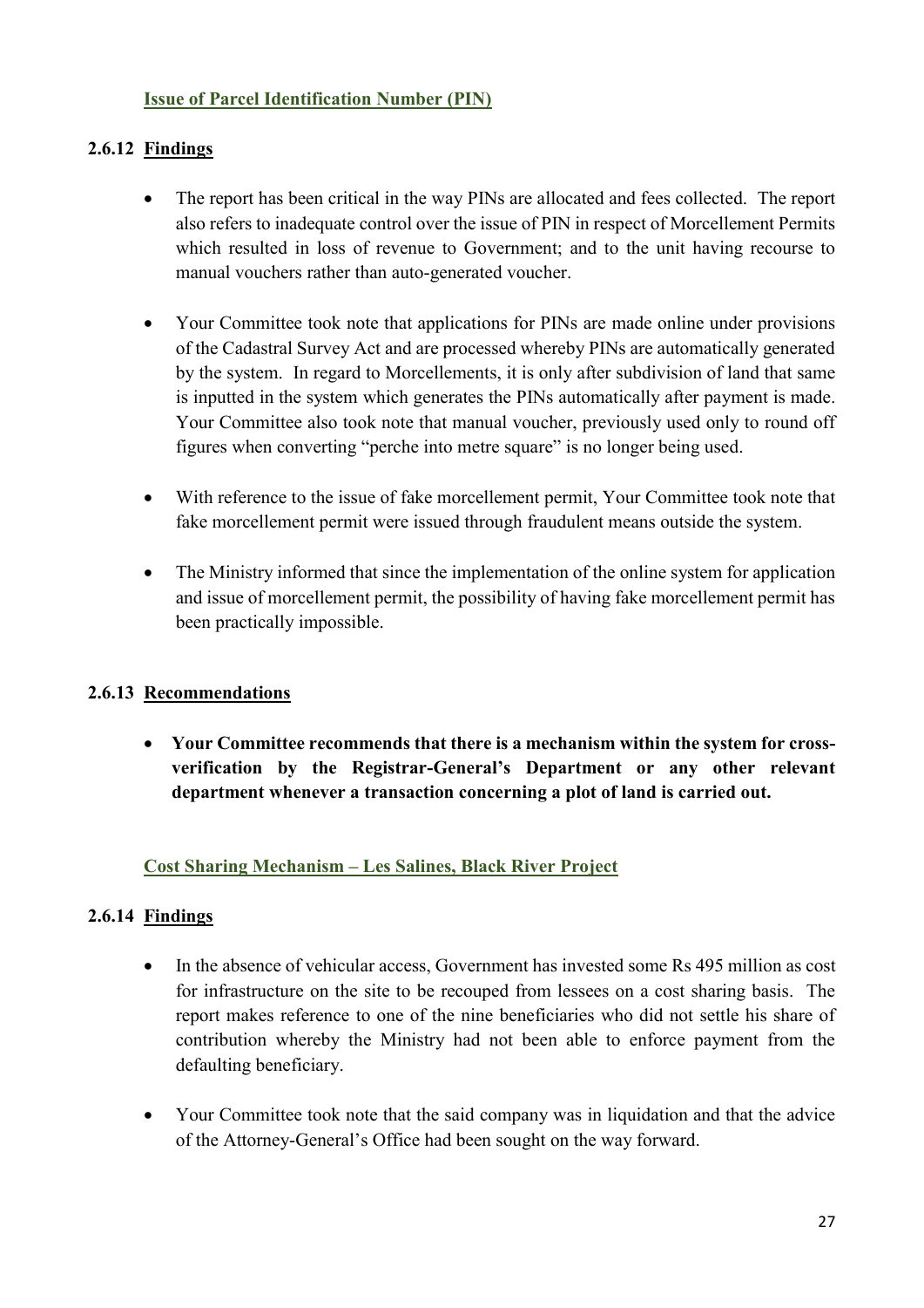**Issue of Parcel Identification Number (PIN)**

### 2.6.12 Findings

- The report has been critical in the way PINs are allocated and fees collected. The report also refers to inadequate control over the issue of PIN in respect of Morcellement Permits which resulted in loss of revenue to Government; and to the unit having recourse to manual vouchers rather than auto-generated voucher.

- Your Committee took note that applications for PINs are made online under provisions of the Cadastral Survey Act and are processed whereby PINs are automatically generated by the system. In regard to Morcellements, it is only after subdivision of land that same is inputted in the system which generates the PINs automatically after payment is made. Your Committee also took note that manual voucher, previously used only to round off figures when converting "perche into metre square" is no longer being used.

- With reference to the issue of fake morcellement permit, Your Committee took note that fake morcellement permit were issued through fraudulent means outside the system.

- The Ministry informed that since the implementation of the online system for application and issue of morcellement permit, the possibility of having fake morcellement permit has been practically impossible.

### 2.6.13 Recommendations

- **Your Committee recommends that there is a mechanism within the system for cross-verification by the Registrar-General's Department or any other relevant department whenever a transaction concerning a plot of land is carried out.**

**Cost Sharing Mechanism – Les Salines, Black River Project**

### 2.6.14 Findings

- In the absence of vehicular access, Government has invested some Rs 495 million as cost for infrastructure on the site to be recouped from lessees on a cost sharing basis. The report makes reference to one of the nine beneficiaries who did not settle his share of contribution whereby the Ministry had not been able to enforce payment from the defaulting beneficiary.

- Your Committee took note that the said company was in liquidation and that the advice of the Attorney-General's Office had been sought on the way forward.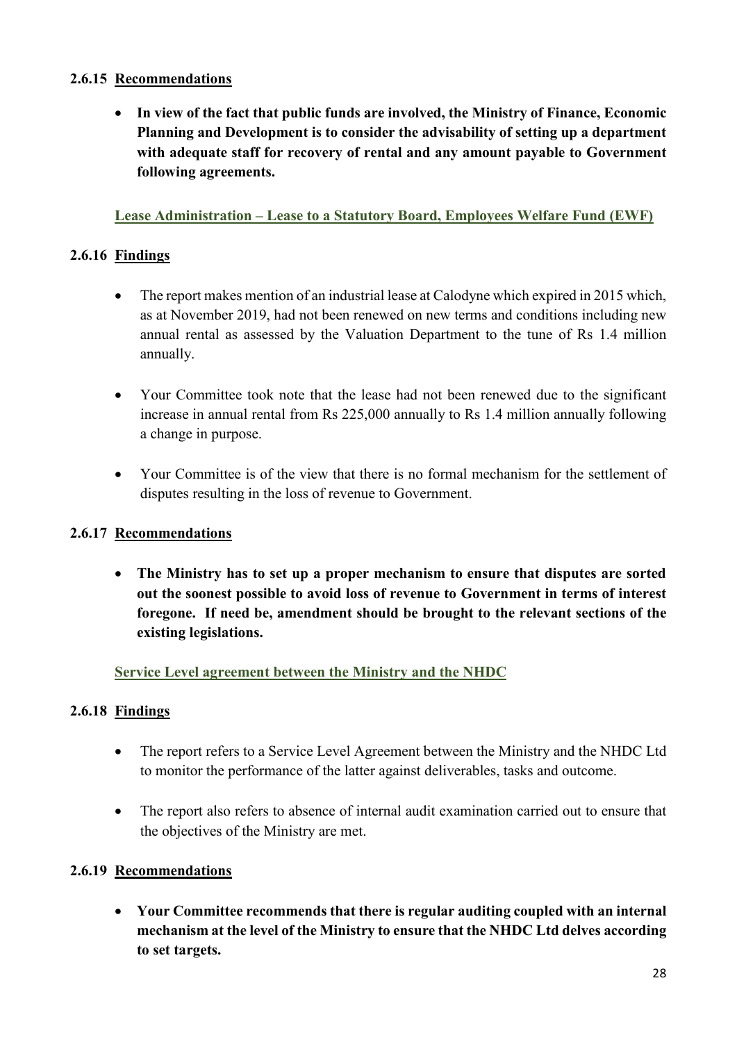### 2.6.15 Recommendations

- **In view of the fact that public funds are involved, the Ministry of Finance, Economic Planning and Development is to consider the advisability of setting up a department with adequate staff for recovery of rental and any amount payable to Government following agreements.**

**Lease Administration – Lease to a Statutory Board, Employees Welfare Fund (EWF)**

### 2.6.16 Findings

- The report makes mention of an industrial lease at Calodyne which expired in 2015 which, as at November 2019, had not been renewed on new terms and conditions including new annual rental as assessed by the Valuation Department to the tune of Rs 1.4 million annually.
- Your Committee took note that the lease had not been renewed due to the significant increase in annual rental from Rs 225,000 annually to Rs 1.4 million annually following a change in purpose.
- Your Committee is of the view that there is no formal mechanism for the settlement of disputes resulting in the loss of revenue to Government.

### 2.6.17 Recommendations

- **The Ministry has to set up a proper mechanism to ensure that disputes are sorted out the soonest possible to avoid loss of revenue to Government in terms of interest foregone. If need be, amendment should be brought to the relevant sections of the existing legislations.**

**Service Level agreement between the Ministry and the NHDC**

### 2.6.18 Findings

- The report refers to a Service Level Agreement between the Ministry and the NHDC Ltd to monitor the performance of the latter against deliverables, tasks and outcome.
- The report also refers to absence of internal audit examination carried out to ensure that the objectives of the Ministry are met.

### 2.6.19 Recommendations

- **Your Committee recommends that there is regular auditing coupled with an internal mechanism at the level of the Ministry to ensure that the NHDC Ltd delves according to set targets.**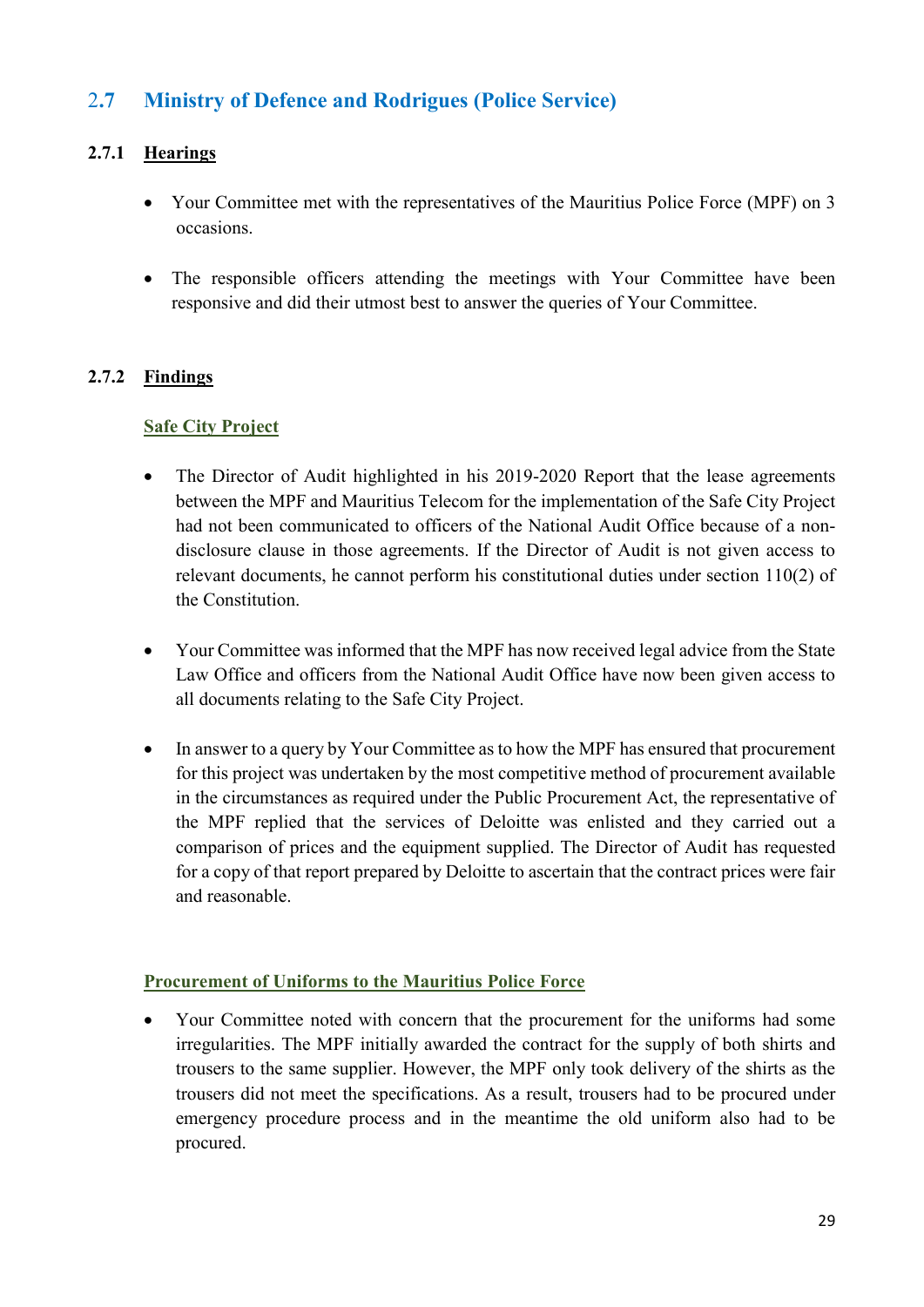## 2.7 Ministry of Defence and Rodrigues (Police Service)

### 2.7.1 Hearings

- Your Committee met with the representatives of the Mauritius Police Force (MPF) on 3 occasions.
- The responsible officers attending the meetings with Your Committee have been responsive and did their utmost best to answer the queries of Your Committee.

### 2.7.2 Findings

**Safe City Project**

- The Director of Audit highlighted in his 2019-2020 Report that the lease agreements between the MPF and Mauritius Telecom for the implementation of the Safe City Project had not been communicated to officers of the National Audit Office because of a non-disclosure clause in those agreements. If the Director of Audit is not given access to relevant documents, he cannot perform his constitutional duties under section 110(2) of the Constitution.
- Your Committee was informed that the MPF has now received legal advice from the State Law Office and officers from the National Audit Office have now been given access to all documents relating to the Safe City Project.
- In answer to a query by Your Committee as to how the MPF has ensured that procurement for this project was undertaken by the most competitive method of procurement available in the circumstances as required under the Public Procurement Act, the representative of the MPF replied that the services of Deloitte was enlisted and they carried out a comparison of prices and the equipment supplied. The Director of Audit has requested for a copy of that report prepared by Deloitte to ascertain that the contract prices were fair and reasonable.

**Procurement of Uniforms to the Mauritius Police Force**

- Your Committee noted with concern that the procurement for the uniforms had some irregularities. The MPF initially awarded the contract for the supply of both shirts and trousers to the same supplier. However, the MPF only took delivery of the shirts as the trousers did not meet the specifications. As a result, trousers had to be procured under emergency procedure process and in the meantime the old uniform also had to be procured.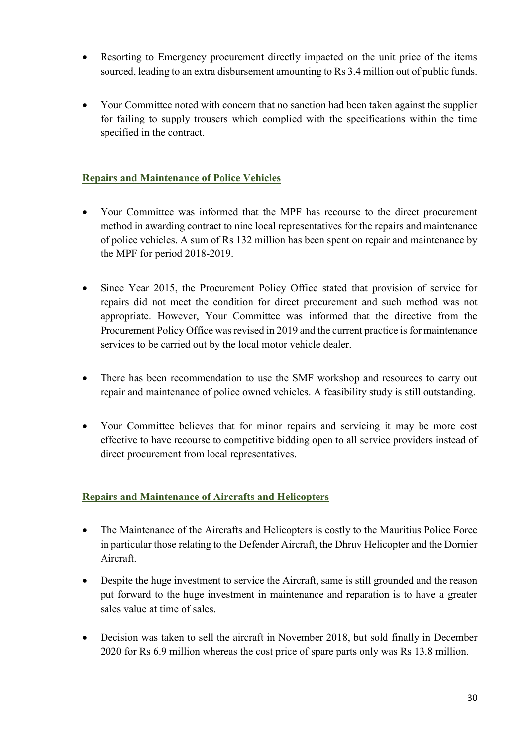- Resorting to Emergency procurement directly impacted on the unit price of the items sourced, leading to an extra disbursement amounting to Rs 3.4 million out of public funds.

- Your Committee noted with concern that no sanction had been taken against the supplier for failing to supply trousers which complied with the specifications within the time specified in the contract.

## Repairs and Maintenance of Police Vehicles

- Your Committee was informed that the MPF has recourse to the direct procurement method in awarding contract to nine local representatives for the repairs and maintenance of police vehicles. A sum of Rs 132 million has been spent on repair and maintenance by the MPF for period 2018-2019.

- Since Year 2015, the Procurement Policy Office stated that provision of service for repairs did not meet the condition for direct procurement and such method was not appropriate. However, Your Committee was informed that the directive from the Procurement Policy Office was revised in 2019 and the current practice is for maintenance services to be carried out by the local motor vehicle dealer.

- There has been recommendation to use the SMF workshop and resources to carry out repair and maintenance of police owned vehicles. A feasibility study is still outstanding.

- Your Committee believes that for minor repairs and servicing it may be more cost effective to have recourse to competitive bidding open to all service providers instead of direct procurement from local representatives.

## Repairs and Maintenance of Aircrafts and Helicopters

- The Maintenance of the Aircrafts and Helicopters is costly to the Mauritius Police Force in particular those relating to the Defender Aircraft, the Dhruv Helicopter and the Dornier Aircraft.
- Despite the huge investment to service the Aircraft, same is still grounded and the reason put forward to the huge investment in maintenance and reparation is to have a greater sales value at time of sales.
- Decision was taken to sell the aircraft in November 2018, but sold finally in December 2020 for Rs 6.9 million whereas the cost price of spare parts only was Rs 13.8 million.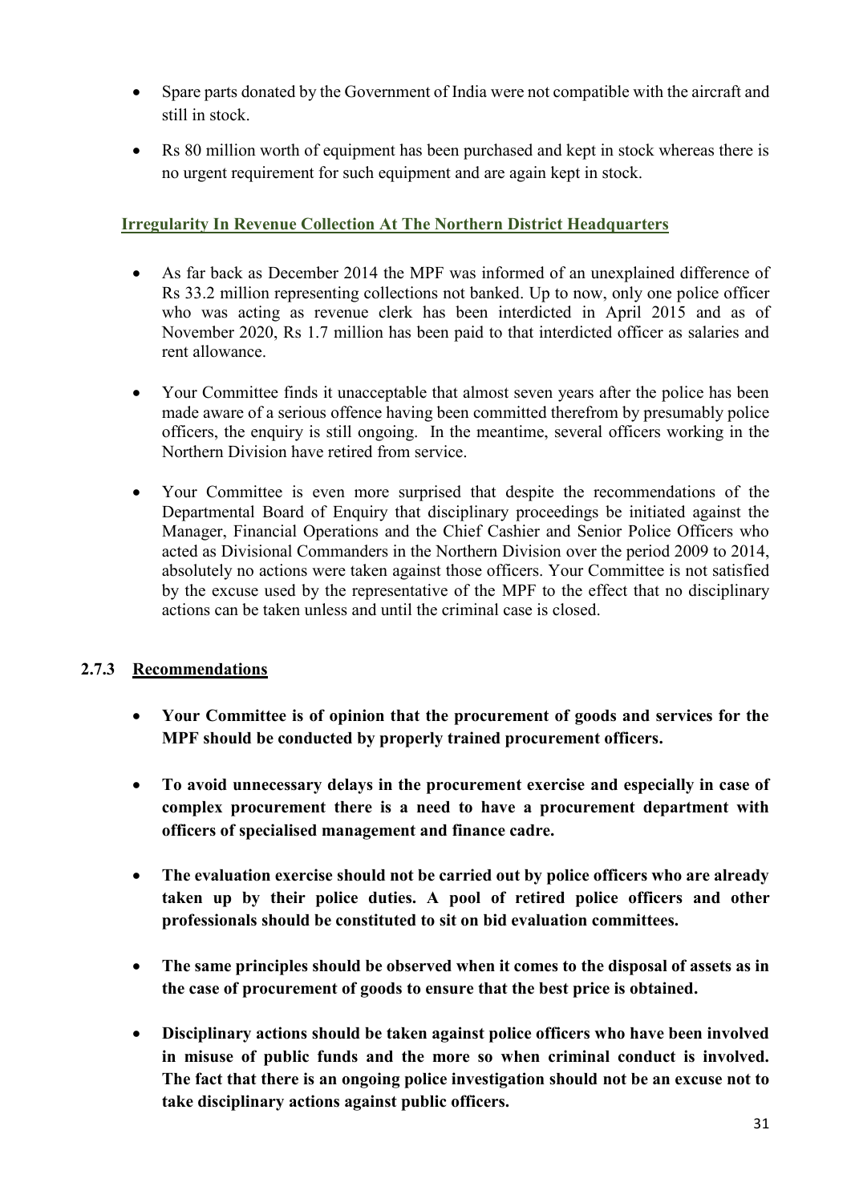- Spare parts donated by the Government of India were not compatible with the aircraft and still in stock.
- Rs 80 million worth of equipment has been purchased and kept in stock whereas there is no urgent requirement for such equipment and are again kept in stock.

**Irregularity In Revenue Collection At The Northern District Headquarters**

- As far back as December 2014 the MPF was informed of an unexplained difference of Rs 33.2 million representing collections not banked. Up to now, only one police officer who was acting as revenue clerk has been interdicted in April 2015 and as of November 2020, Rs 1.7 million has been paid to that interdicted officer as salaries and rent allowance.
- Your Committee finds it unacceptable that almost seven years after the police has been made aware of a serious offence having been committed therefrom by presumably police officers, the enquiry is still ongoing. In the meantime, several officers working in the Northern Division have retired from service.
- Your Committee is even more surprised that despite the recommendations of the Departmental Board of Enquiry that disciplinary proceedings be initiated against the Manager, Financial Operations and the Chief Cashier and Senior Police Officers who acted as Divisional Commanders in the Northern Division over the period 2009 to 2014, absolutely no actions were taken against those officers. Your Committee is not satisfied by the excuse used by the representative of the MPF to the effect that no disciplinary actions can be taken unless and until the criminal case is closed.

### 2.7.3 Recommendations

- **Your Committee is of opinion that the procurement of goods and services for the MPF should be conducted by properly trained procurement officers.**
- **To avoid unnecessary delays in the procurement exercise and especially in case of complex procurement there is a need to have a procurement department with officers of specialised management and finance cadre.**
- **The evaluation exercise should not be carried out by police officers who are already taken up by their police duties. A pool of retired police officers and other professionals should be constituted to sit on bid evaluation committees.**
- **The same principles should be observed when it comes to the disposal of assets as in the case of procurement of goods to ensure that the best price is obtained.**
- **Disciplinary actions should be taken against police officers who have been involved in misuse of public funds and the more so when criminal conduct is involved. The fact that there is an ongoing police investigation should not be an excuse not to take disciplinary actions against public officers.**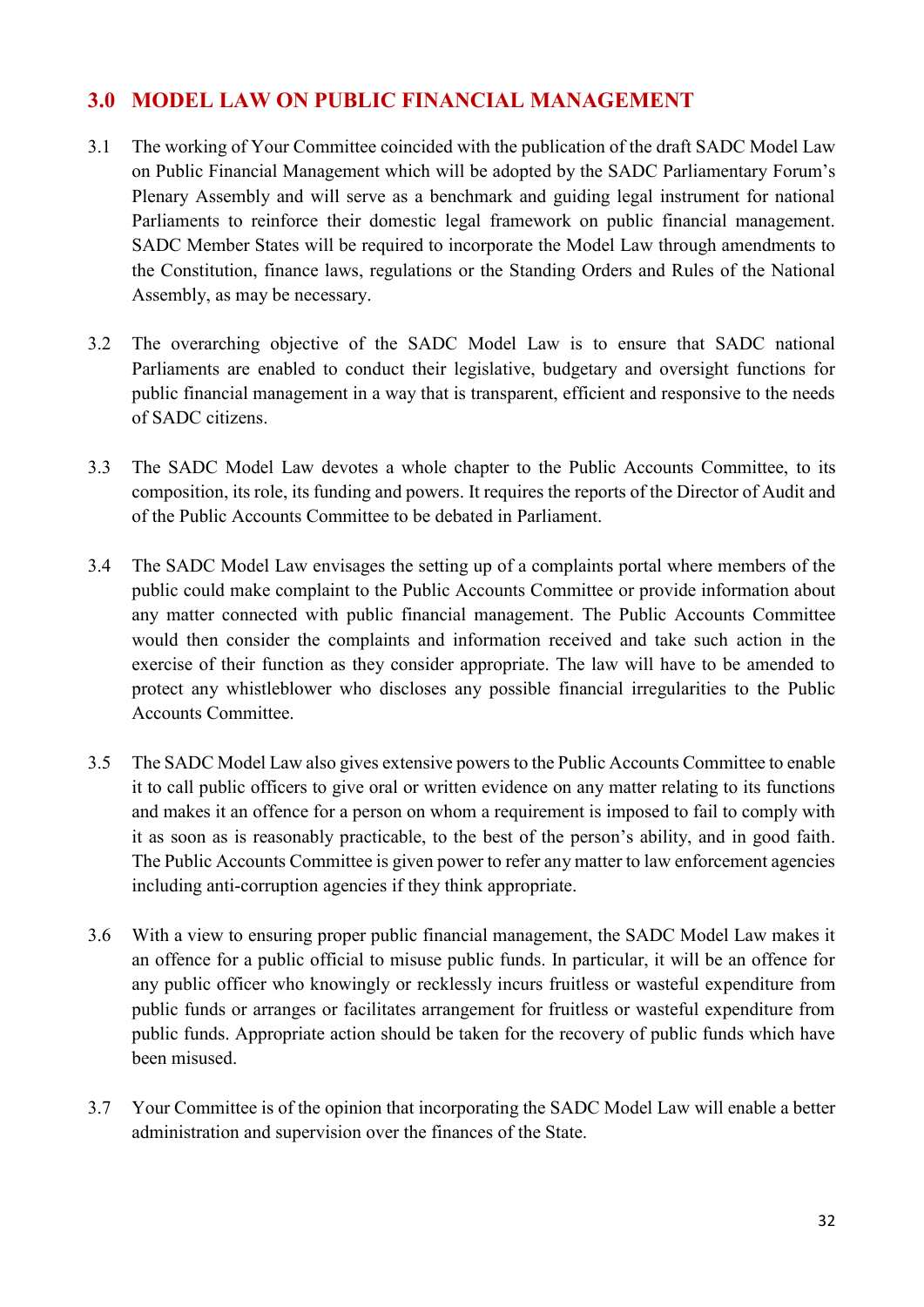## 3.0 MODEL LAW ON PUBLIC FINANCIAL MANAGEMENT

3.1 The working of Your Committee coincided with the publication of the draft SADC Model Law on Public Financial Management which will be adopted by the SADC Parliamentary Forum's Plenary Assembly and will serve as a benchmark and guiding legal instrument for national Parliaments to reinforce their domestic legal framework on public financial management. SADC Member States will be required to incorporate the Model Law through amendments to the Constitution, finance laws, regulations or the Standing Orders and Rules of the National Assembly, as may be necessary.

3.2 The overarching objective of the SADC Model Law is to ensure that SADC national Parliaments are enabled to conduct their legislative, budgetary and oversight functions for public financial management in a way that is transparent, efficient and responsive to the needs of SADC citizens.

3.3 The SADC Model Law devotes a whole chapter to the Public Accounts Committee, to its composition, its role, its funding and powers. It requires the reports of the Director of Audit and of the Public Accounts Committee to be debated in Parliament.

3.4 The SADC Model Law envisages the setting up of a complaints portal where members of the public could make complaint to the Public Accounts Committee or provide information about any matter connected with public financial management. The Public Accounts Committee would then consider the complaints and information received and take such action in the exercise of their function as they consider appropriate. The law will have to be amended to protect any whistleblower who discloses any possible financial irregularities to the Public Accounts Committee.

3.5 The SADC Model Law also gives extensive powers to the Public Accounts Committee to enable it to call public officers to give oral or written evidence on any matter relating to its functions and makes it an offence for a person on whom a requirement is imposed to fail to comply with it as soon as is reasonably practicable, to the best of the person's ability, and in good faith. The Public Accounts Committee is given power to refer any matter to law enforcement agencies including anti-corruption agencies if they think appropriate.

3.6 With a view to ensuring proper public financial management, the SADC Model Law makes it an offence for a public official to misuse public funds. In particular, it will be an offence for any public officer who knowingly or recklessly incurs fruitless or wasteful expenditure from public funds or arranges or facilitates arrangement for fruitless or wasteful expenditure from public funds. Appropriate action should be taken for the recovery of public funds which have been misused.

3.7 Your Committee is of the opinion that incorporating the SADC Model Law will enable a better administration and supervision over the finances of the State.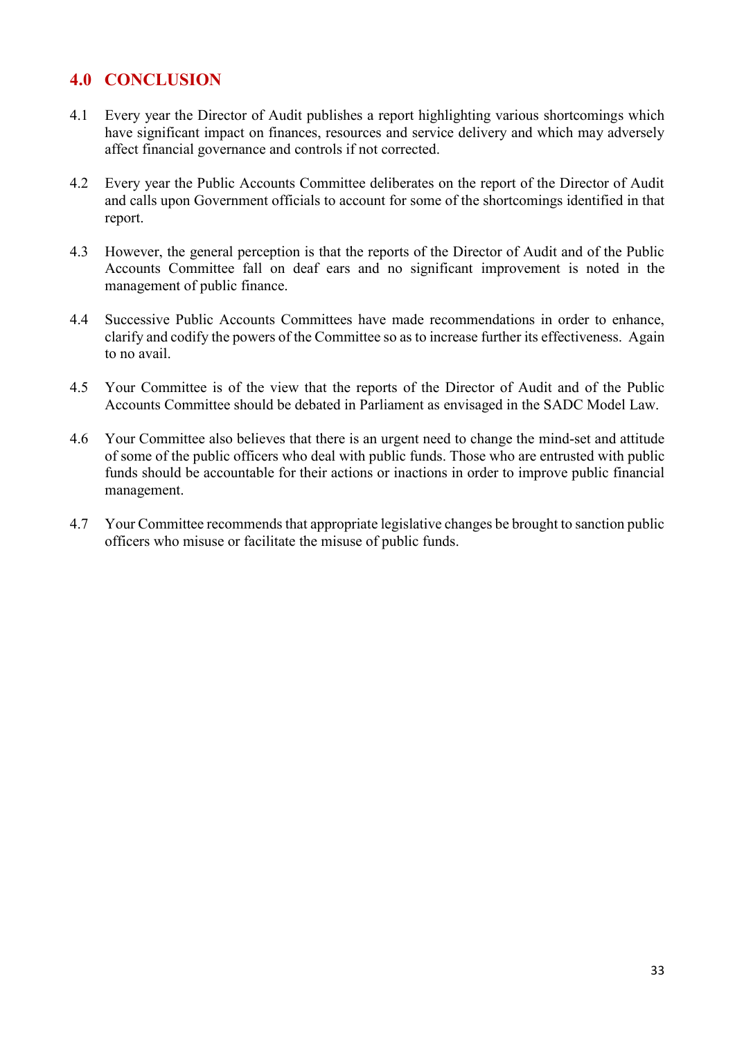## 4.0 CONCLUSION

4.1 Every year the Director of Audit publishes a report highlighting various shortcomings which have significant impact on finances, resources and service delivery and which may adversely affect financial governance and controls if not corrected.

4.2 Every year the Public Accounts Committee deliberates on the report of the Director of Audit and calls upon Government officials to account for some of the shortcomings identified in that report.

4.3 However, the general perception is that the reports of the Director of Audit and of the Public Accounts Committee fall on deaf ears and no significant improvement is noted in the management of public finance.

4.4 Successive Public Accounts Committees have made recommendations in order to enhance, clarify and codify the powers of the Committee so as to increase further its effectiveness. Again to no avail.

4.5 Your Committee is of the view that the reports of the Director of Audit and of the Public Accounts Committee should be debated in Parliament as envisaged in the SADC Model Law.

4.6 Your Committee also believes that there is an urgent need to change the mind-set and attitude of some of the public officers who deal with public funds. Those who are entrusted with public funds should be accountable for their actions or inactions in order to improve public financial management.

4.7 Your Committee recommends that appropriate legislative changes be brought to sanction public officers who misuse or facilitate the misuse of public funds.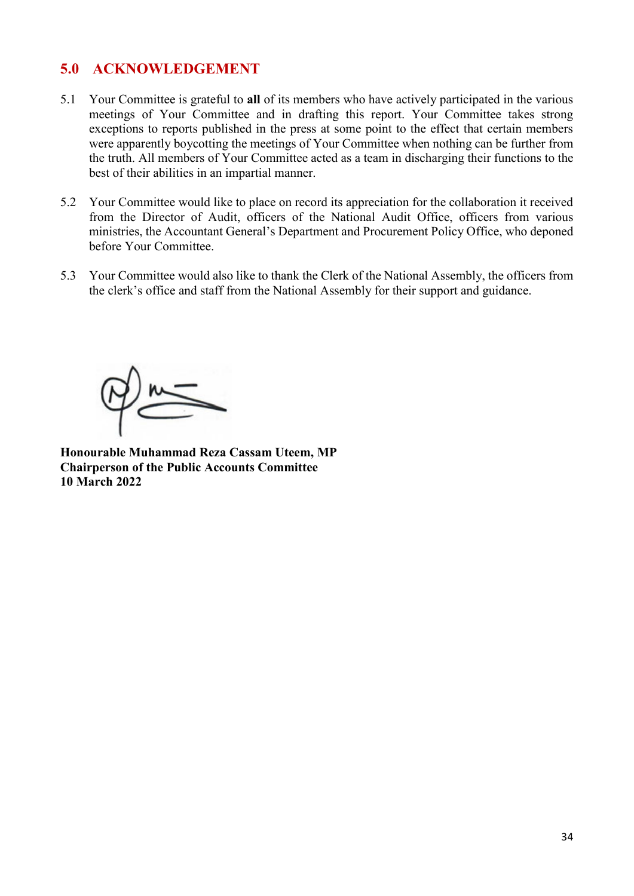## 5.0 ACKNOWLEDGEMENT

5.1 Your Committee is grateful to **all** of its members who have actively participated in the various meetings of Your Committee and in drafting this report. Your Committee takes strong exceptions to reports published in the press at some point to the effect that certain members were apparently boycotting the meetings of Your Committee when nothing can be further from the truth. All members of Your Committee acted as a team in discharging their functions to the best of their abilities in an impartial manner.

5.2 Your Committee would like to place on record its appreciation for the collaboration it received from the Director of Audit, officers of the National Audit Office, officers from various ministries, the Accountant General's Department and Procurement Policy Office, who deponed before Your Committee.

5.3 Your Committee would also like to thank the Clerk of the National Assembly, the officers from the clerk's office and staff from the National Assembly for their support and guidance.

**Honourable Muhammad Reza Cassam Uteem, MP**
**Chairperson of the Public Accounts Committee**
**10 March 2022**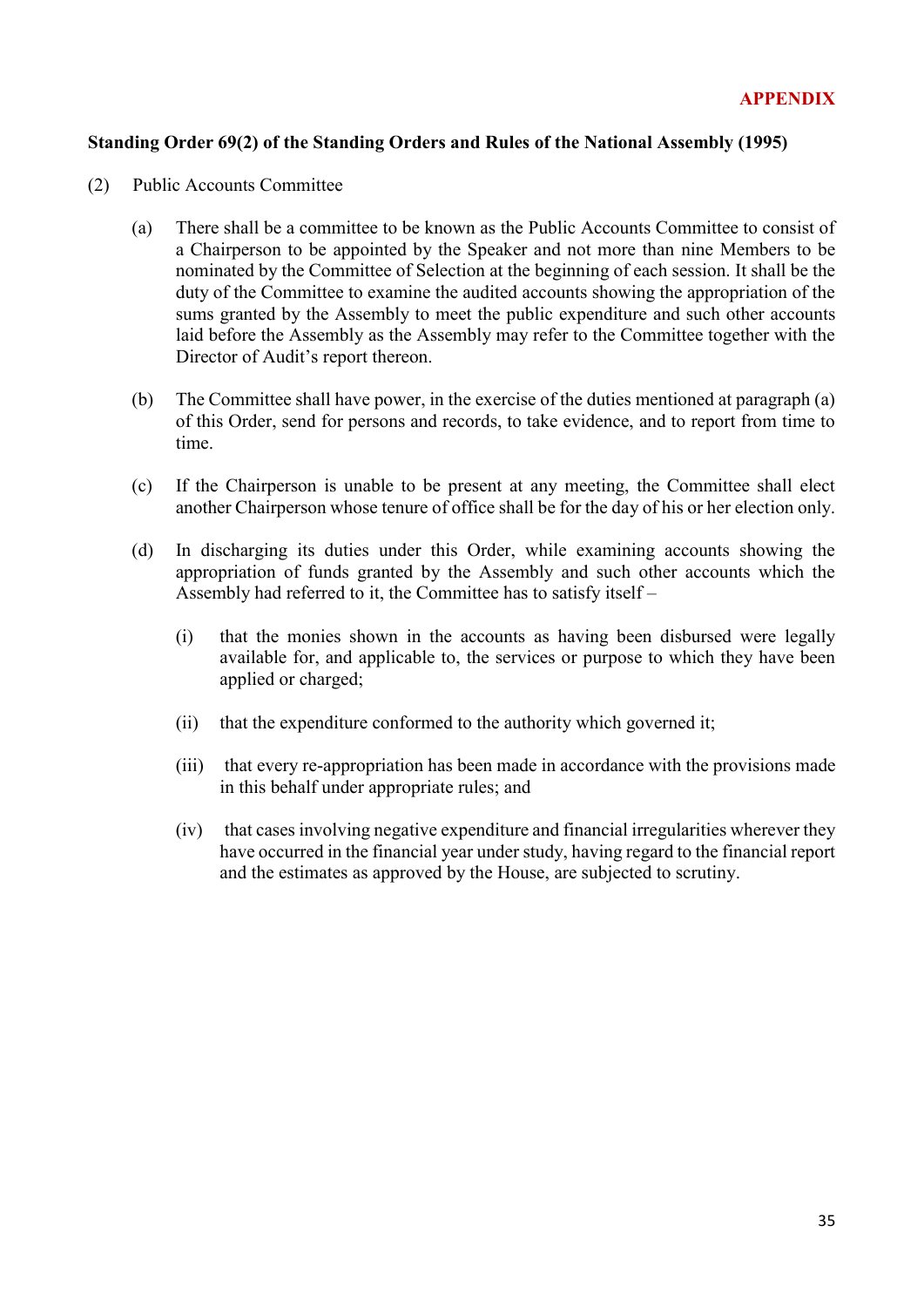**APPENDIX**

**Standing Order 69(2) of the Standing Orders and Rules of the National Assembly (1995)**

(2) Public Accounts Committee

(a) There shall be a committee to be known as the Public Accounts Committee to consist of a Chairperson to be appointed by the Speaker and not more than nine Members to be nominated by the Committee of Selection at the beginning of each session. It shall be the duty of the Committee to examine the audited accounts showing the appropriation of the sums granted by the Assembly to meet the public expenditure and such other accounts laid before the Assembly as the Assembly may refer to the Committee together with the Director of Audit's report thereon.

(b) The Committee shall have power, in the exercise of the duties mentioned at paragraph (a) of this Order, send for persons and records, to take evidence, and to report from time to time.

(c) If the Chairperson is unable to be present at any meeting, the Committee shall elect another Chairperson whose tenure of office shall be for the day of his or her election only.

(d) In discharging its duties under this Order, while examining accounts showing the appropriation of funds granted by the Assembly and such other accounts which the Assembly had referred to it, the Committee has to satisfy itself –

(i) that the monies shown in the accounts as having been disbursed were legally available for, and applicable to, the services or purpose to which they have been applied or charged;

(ii) that the expenditure conformed to the authority which governed it;

(iii) that every re-appropriation has been made in accordance with the provisions made in this behalf under appropriate rules; and

(iv) that cases involving negative expenditure and financial irregularities wherever they have occurred in the financial year under study, having regard to the financial report and the estimates as approved by the House, are subjected to scrutiny.